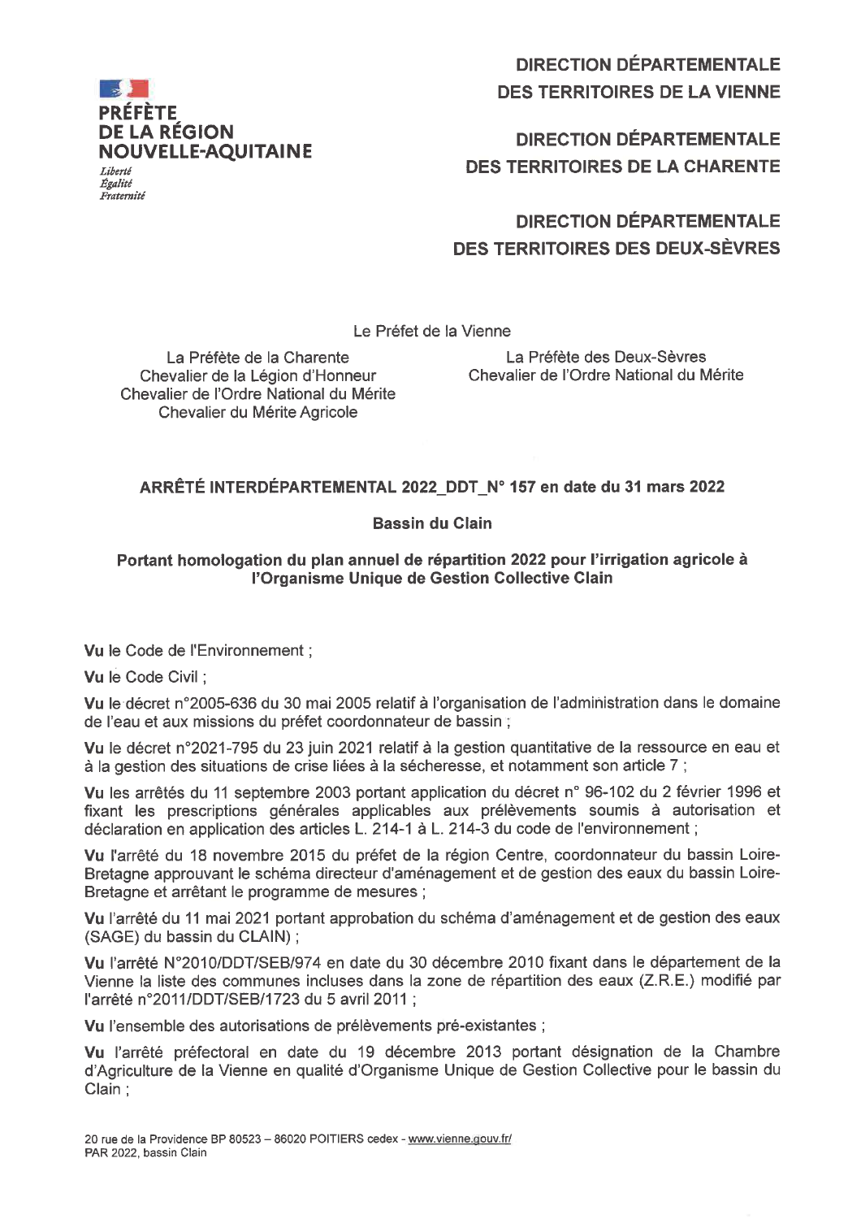**PRÉFÈTE DE LA RÉGION NOUVELLE-AQUITAINE**

*Liberté*
*Égalité*
*Fraternité*

**DIRECTION DÉPARTEMENTALE DES TERRITOIRES DE LA VIENNE**

**DIRECTION DÉPARTEMENTALE DES TERRITOIRES DE LA CHARENTE**

**DIRECTION DÉPARTEMENTALE DES TERRITOIRES DES DEUX-SÈVRES**

Le Préfet de la Vienne

La Préfète de la Charente
Chevalier de la Légion d'Honneur
Chevalier de l'Ordre National du Mérite
Chevalier du Mérite Agricole

La Préfète des Deux-Sèvres
Chevalier de l'Ordre National du Mérite

**ARRÊTÉ INTERDÉPARTEMENTAL 2022_DDT_N° 157 en date du 31 mars 2022**

**Bassin du Clain**

**Portant homologation du plan annuel de répartition 2022 pour l'irrigation agricole à l'Organisme Unique de Gestion Collective Clain**

**Vu** le Code de l'Environnement ;

**Vu** le Code Civil ;

**Vu** le décret n°2005-636 du 30 mai 2005 relatif à l'organisation de l'administration dans le domaine de l'eau et aux missions du préfet coordonnateur de bassin ;

**Vu** le décret n°2021-795 du 23 juin 2021 relatif à la gestion quantitative de la ressource en eau et à la gestion des situations de crise liées à la sécheresse, et notamment son article 7 ;

**Vu** les arrêtés du 11 septembre 2003 portant application du décret n° 96-102 du 2 février 1996 et fixant les prescriptions générales applicables aux prélèvements soumis à autorisation et déclaration en application des articles L. 214-1 à L. 214-3 du code de l'environnement ;

**Vu** l'arrêté du 18 novembre 2015 du préfet de la région Centre, coordonnateur du bassin Loire-Bretagne approuvant le schéma directeur d'aménagement et de gestion des eaux du bassin Loire-Bretagne et arrêtant le programme de mesures ;

**Vu** l'arrêté du 11 mai 2021 portant approbation du schéma d'aménagement et de gestion des eaux (SAGE) du bassin du CLAIN) ;

**Vu** l'arrêté N°2010/DDT/SEB/974 en date du 30 décembre 2010 fixant dans le département de la Vienne la liste des communes incluses dans la zone de répartition des eaux (Z.R.E.) modifié par l'arrêté n°2011/DDT/SEB/1723 du 5 avril 2011 ;

**Vu** l'ensemble des autorisations de prélèvements pré-existantes ;

**Vu** l'arrêté préfectoral en date du 19 décembre 2013 portant désignation de la Chambre d'Agriculture de la Vienne en qualité d'Organisme Unique de Gestion Collective pour le bassin du Clain ;

20 rue de la Providence BP 80523 – 86020 POITIERS cedex - www.vienne.gouv.fr/
PAR 2022, bassin Clain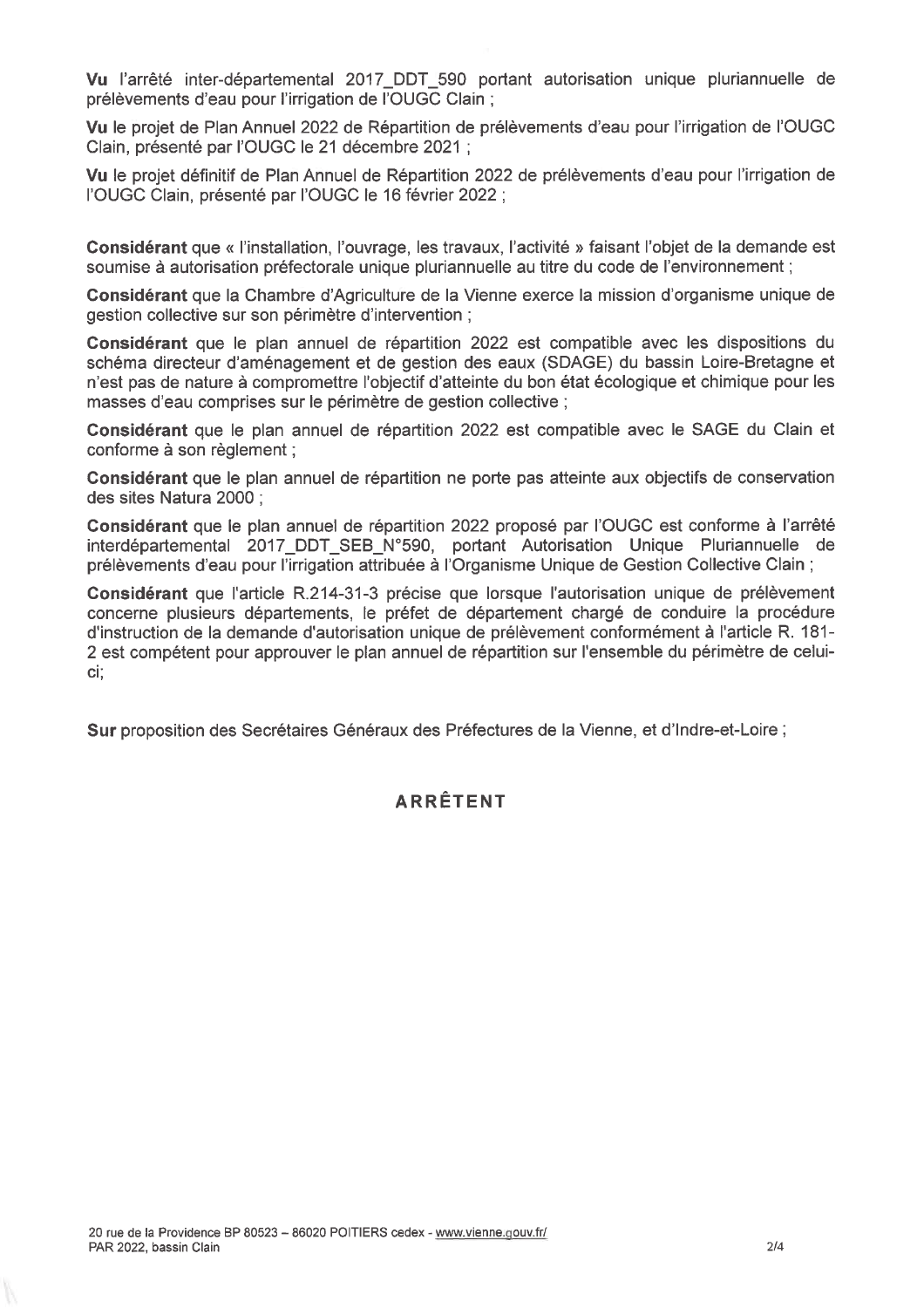**Vu** l'arrêté inter-départemental 2017_DDT_590 portant autorisation unique pluriannuelle de prélèvements d'eau pour l'irrigation de l'OUGC Clain ;

**Vu** le projet de Plan Annuel 2022 de Répartition de prélèvements d'eau pour l'irrigation de l'OUGC Clain, présenté par l'OUGC le 21 décembre 2021 ;

**Vu** le projet définitif de Plan Annuel de Répartition 2022 de prélèvements d'eau pour l'irrigation de l'OUGC Clain, présenté par l'OUGC le 16 février 2022 ;

**Considérant** que « l'installation, l'ouvrage, les travaux, l'activité » faisant l'objet de la demande est soumise à autorisation préfectorale unique pluriannuelle au titre du code de l'environnement ;

**Considérant** que la Chambre d'Agriculture de la Vienne exerce la mission d'organisme unique de gestion collective sur son périmètre d'intervention ;

**Considérant** que le plan annuel de répartition 2022 est compatible avec les dispositions du schéma directeur d'aménagement et de gestion des eaux (SDAGE) du bassin Loire-Bretagne et n'est pas de nature à compromettre l'objectif d'atteinte du bon état écologique et chimique pour les masses d'eau comprises sur le périmètre de gestion collective ;

**Considérant** que le plan annuel de répartition 2022 est compatible avec le SAGE du Clain et conforme à son règlement ;

**Considérant** que le plan annuel de répartition ne porte pas atteinte aux objectifs de conservation des sites Natura 2000 ;

**Considérant** que le plan annuel de répartition 2022 proposé par l'OUGC est conforme à l'arrêté interdépartemental 2017_DDT_SEB_N°590, portant Autorisation Unique Pluriannuelle de prélèvements d'eau pour l'irrigation attribuée à l'Organisme Unique de Gestion Collective Clain ;

**Considérant** que l'article R.214-31-3 précise que lorsque l'autorisation unique de prélèvement concerne plusieurs départements, le préfet de département chargé de conduire la procédure d'instruction de la demande d'autorisation unique de prélèvement conformément à l'article R. 181-2 est compétent pour approuver le plan annuel de répartition sur l'ensemble du périmètre de celui-ci;

**Sur** proposition des Secrétaires Généraux des Préfectures de la Vienne, et d'Indre-et-Loire ;

## ARRÊTENT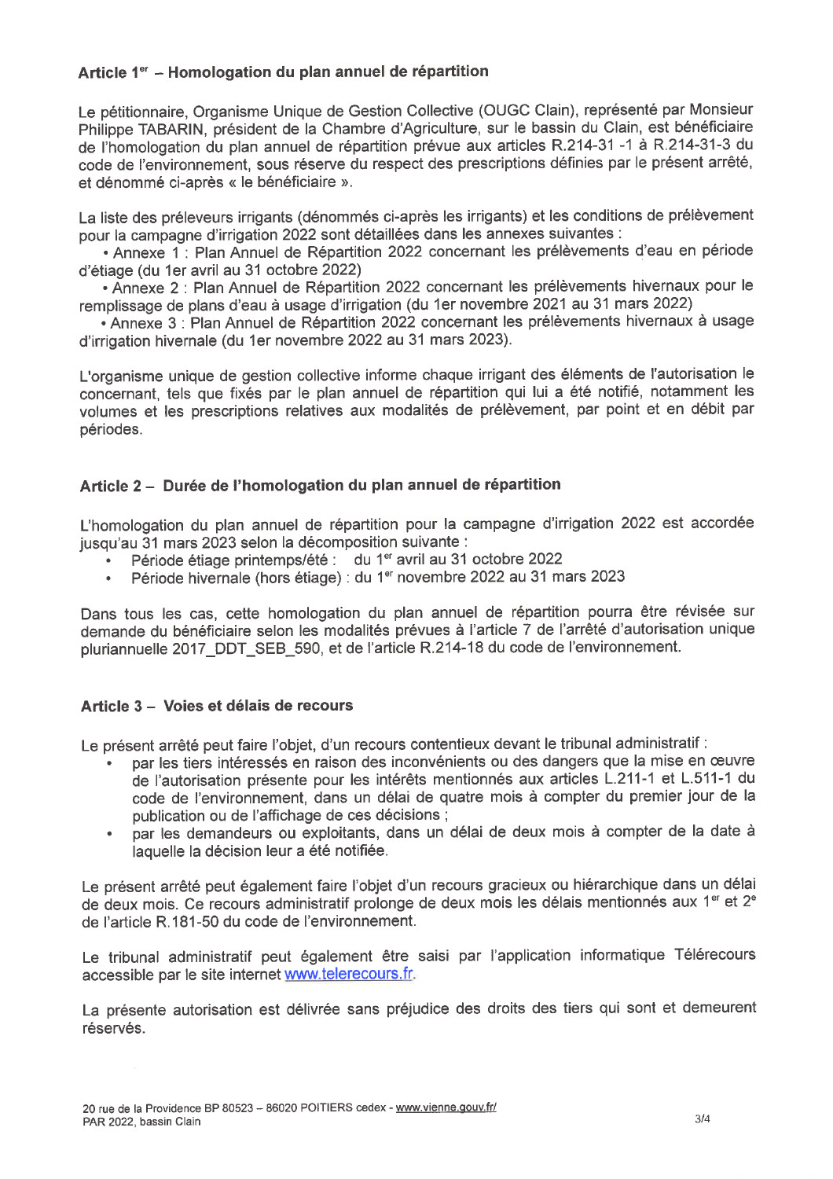### Article 1er – Homologation du plan annuel de répartition

Le pétitionnaire, Organisme Unique de Gestion Collective (OUGC Clain), représenté par Monsieur Philippe TABARIN, président de la Chambre d'Agriculture, sur le bassin du Clain, est bénéficiaire de l'homologation du plan annuel de répartition prévue aux articles R.214-31 -1 à R.214-31-3 du code de l'environnement, sous réserve du respect des prescriptions définies par le présent arrêté, et dénommé ci-après « le bénéficiaire ».

La liste des préleveurs irrigants (dénommés ci-après les irrigants) et les conditions de prélèvement pour la campagne d'irrigation 2022 sont détaillées dans les annexes suivantes :

- Annexe 1 : Plan Annuel de Répartition 2022 concernant les prélèvements d'eau en période d'étiage (du 1er avril au 31 octobre 2022)
- Annexe 2 : Plan Annuel de Répartition 2022 concernant les prélèvements hivernaux pour le remplissage de plans d'eau à usage d'irrigation (du 1er novembre 2021 au 31 mars 2022)
- Annexe 3 : Plan Annuel de Répartition 2022 concernant les prélèvements hivernaux à usage d'irrigation hivernale (du 1er novembre 2022 au 31 mars 2023).

L'organisme unique de gestion collective informe chaque irrigant des éléments de l'autorisation le concernant, tels que fixés par le plan annuel de répartition qui lui a été notifié, notamment les volumes et les prescriptions relatives aux modalités de prélèvement, par point et en débit par périodes.

### Article 2 – Durée de l'homologation du plan annuel de répartition

L'homologation du plan annuel de répartition pour la campagne d'irrigation 2022 est accordée jusqu'au 31 mars 2023 selon la décomposition suivante :

- Période étiage printemps/été : du 1er avril au 31 octobre 2022
- Période hivernale (hors étiage) : du 1er novembre 2022 au 31 mars 2023

Dans tous les cas, cette homologation du plan annuel de répartition pourra être révisée sur demande du bénéficiaire selon les modalités prévues à l'article 7 de l'arrêté d'autorisation unique pluriannuelle 2017_DDT_SEB_590, et de l'article R.214-18 du code de l'environnement.

### Article 3 – Voies et délais de recours

Le présent arrêté peut faire l'objet, d'un recours contentieux devant le tribunal administratif :

- par les tiers intéressés en raison des inconvénients ou des dangers que la mise en œuvre de l'autorisation présente pour les intérêts mentionnés aux articles L.211-1 et L.511-1 du code de l'environnement, dans un délai de quatre mois à compter du premier jour de la publication ou de l'affichage de ces décisions ;
- par les demandeurs ou exploitants, dans un délai de deux mois à compter de la date à laquelle la décision leur a été notifiée.

Le présent arrêté peut également faire l'objet d'un recours gracieux ou hiérarchique dans un délai de deux mois. Ce recours administratif prolonge de deux mois les délais mentionnés aux 1er et 2e de l'article R.181-50 du code de l'environnement.

Le tribunal administratif peut également être saisi par l'application informatique Télérecours accessible par le site internet www.telerecours.fr.

La présente autorisation est délivrée sans préjudice des droits des tiers qui sont et demeurent réservés.

20 rue de la Providence BP 80523 – 86020 POITIERS cedex - www.vienne.gouv.fr/
PAR 2022, bassin Clain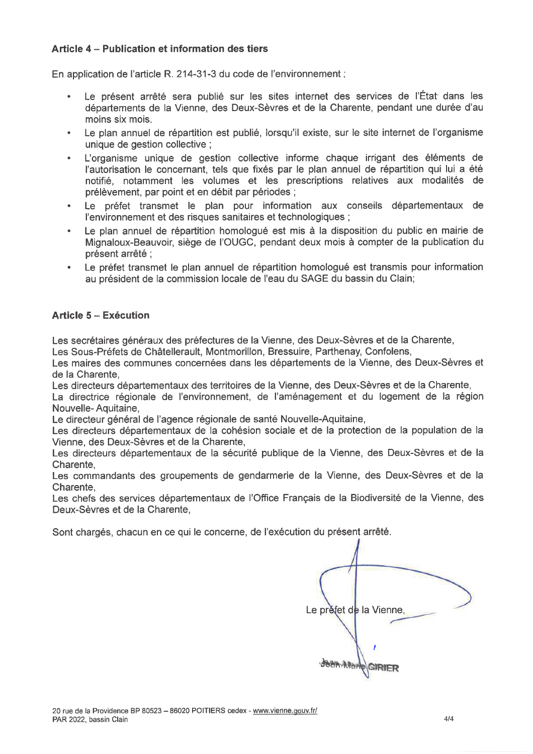### Article 4 – Publication et information des tiers

En application de l'article R. 214-31-3 du code de l'environnement ;

- Le présent arrêté sera publié sur les sites internet des services de l'État dans les départements de la Vienne, des Deux-Sèvres et de la Charente, pendant une durée d'au moins six mois.
- Le plan annuel de répartition est publié, lorsqu'il existe, sur le site internet de l'organisme unique de gestion collective ;
- L'organisme unique de gestion collective informe chaque irrigant des éléments de l'autorisation le concernant, tels que fixés par le plan annuel de répartition qui lui a été notifié, notamment les volumes et les prescriptions relatives aux modalités de prélèvement, par point et en débit par périodes ;
- Le préfet transmet le plan pour information aux conseils départementaux de l'environnement et des risques sanitaires et technologiques ;
- Le plan annuel de répartition homologué est mis à la disposition du public en mairie de Mignaloux-Beauvoir, siège de l'OUGC, pendant deux mois à compter de la publication du présent arrêté ;
- Le préfet transmet le plan annuel de répartition homologué est transmis pour information au président de la commission locale de l'eau du SAGE du bassin du Clain;

### Article 5 – Exécution

Les secrétaires généraux des préfectures de la Vienne, des Deux-Sèvres et de la Charente,
Les Sous-Préfets de Châtellerault, Montmorillon, Bressuire, Parthenay, Confolens,
Les maires des communes concernées dans les départements de la Vienne, des Deux-Sèvres et de la Charente,
Les directeurs départementaux des territoires de la Vienne, des Deux-Sèvres et de la Charente,
La directrice régionale de l'environnement, de l'aménagement et du logement de la région Nouvelle- Aquitaine,
Le directeur général de l'agence régionale de santé Nouvelle-Aquitaine,
Les directeurs départementaux de la cohésion sociale et de la protection de la population de la Vienne, des Deux-Sèvres et de la Charente,
Les directeurs départementaux de la sécurité publique de la Vienne, des Deux-Sèvres et de la Charente,
Les commandants des groupements de gendarmerie de la Vienne, des Deux-Sèvres et de la Charente,
Les chefs des services départementaux de l'Office Français de la Biodiversité de la Vienne, des Deux-Sèvres et de la Charente,

Sont chargés, chacun en ce qui le concerne, de l'exécution du présent arrêté.

Le préfet de la Vienne,

Jean-Marie GIRIER

20 rue de la Providence BP 80523 – 86020 POITIERS cedex - www.vienne.gouv.fr/
PAR 2022, bassin Clain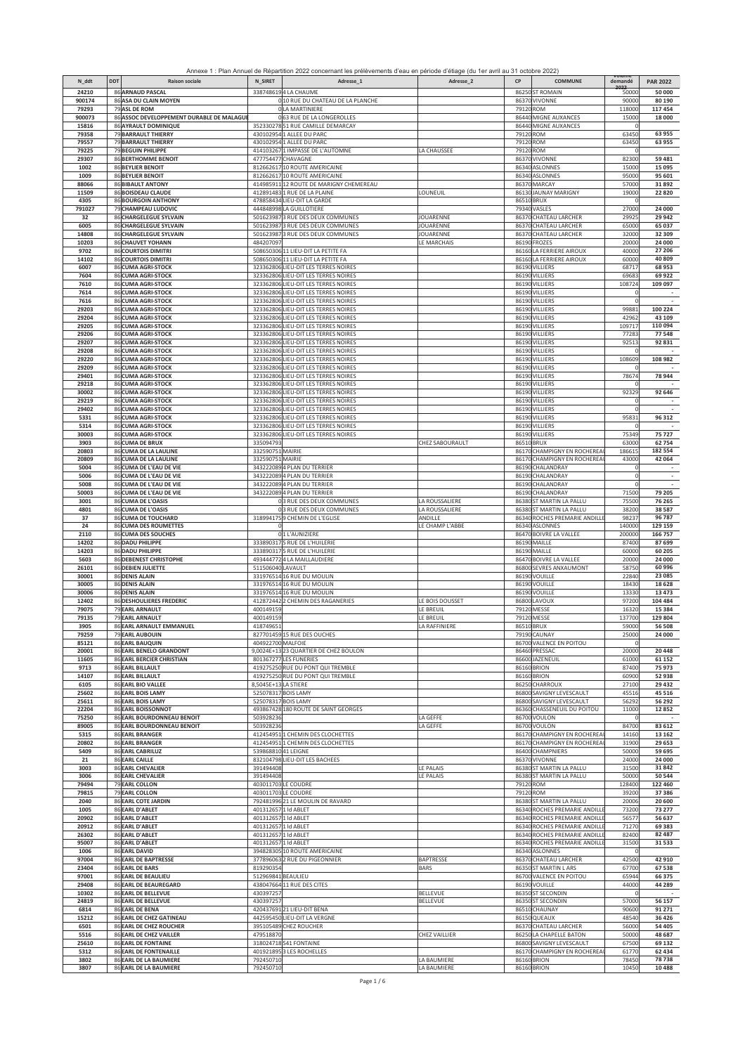Annexe 1 : Plan Annuel de Répartition 2022 concernant les prélèvements d'eau en période d'étiage (du 1er avril au 31 octobre 2022)

| N_ddt | DDT | Raison sociale | N_SIRET | Adresse_1 | Adresse_2 | CP | COMMUNE | Volume demandé 2022 | PAR 2022 |
|---|---|---|---|---|---|---|---|---|---|
| 24210 | 86 | ARNAUD PASCAL | 338748619 | 4 LA CHAUME | | 86250 | ST ROMAIN | 50000 | 50 000 |
| 900174 | 86 | ASA DU CLAIN MOYEN | 0 | 10 RUE DU CHATEAU DE LA PLANCHE | | 86370 | VIVONNE | 90000 | 80 190 |
| 79293 | 79 | ASL DE ROM | 0 | LA MARTINIERE | | 79120 | ROM | 118000 | 117 454 |
| 900073 | 86 | ASSOC DEVELOPPEMENT DURABLE DE MALAGUE | 0 | 63 RUE DE LA LONGEROLLES | | 86440 | MIGNE AUXANCES | 15000 | 18 000 |
| 15816 | 86 | AYRAULT DOMINIQUE | 352330278 | 51 RUE CAMILLE DEMARCAY | | 86440 | MIGNE AUXANCES | 0 | |
| 79358 | 79 | BARRAULT THIERRY | 430102954 | 1 ALLEE DU PARC | | 79120 | ROM | 63450 | 63 955 |
| 79557 | 79 | BARRAULT THIERRY | 430102954 | 1 ALLEE DU PARC | | 79120 | ROM | 63450 | 63 955 |
| 79225 | 79 | BEGUIN PHILIPPE | 414103267 | 1 IMPASSE DE L'AUTOMNE | LA CHAUSSEE | 79120 | ROM | 0 | |
| 29307 | 86 | BERTHOMME BENOIT | 477754477 | CHAVAGNE | | 86370 | VIVONNE | 82300 | 59 481 |
| 1002 | 86 | BEYLIER BENOIT | 812662617 | 10 ROUTE AMERICAINE | | 86340 | ASLONNES | 15000 | 15 095 |
| 1009 | 86 | BEYLIER BENOIT | 812662617 | 10 ROUTE AMERICAINE | | 86340 | ASLONNES | 95000 | 95 601 |
| 88066 | 86 | BIBAULT ANTONY | 414985911 | 12 ROUTE DE MARIGNY CHEMEREAU | | 86370 | MARCAY | 57000 | 31 892 |
| 11509 | 86 | BOISDEAU CLAUDE | 412891483 | 1 RUE DE LA PLAINE | LOUNEUIL | 86130 | JAUNAY MARIGNY | 19000 | 22 820 |
| 4305 | 86 | BOURGOIN ANTHONY | 478858434 | LIEU-DIT LA GARDE | | 86510 | BRUX | 0 | |
| 791027 | 79 | CHAMPEAU LUDOVIC | 444848998 | LA GUILLOTIERE | | 79340 | VASLES | 27000 | 24 000 |
| 32 | 86 | CHARGELEGUE SYLVAIN | 501623987 | 3 RUE DES DEUX COMMUNES | JOUARENNE | 86370 | CHATEAU LARCHER | 29925 | 29 942 |
| 6005 | 86 | CHARGELEGUE SYLVAIN | 501623987 | 3 RUE DES DEUX COMMUNES | JOUARENNE | 86370 | CHATEAU LARCHER | 65000 | 65 037 |
| 14808 | 86 | CHARGELEGUE SYLVAIN | 501623987 | 3 RUE DES DEUX COMMUNES | JOUARENNE | 86370 | CHATEAU LARCHER | 32000 | 32 309 |
| 10203 | 86 | CHAUVET YOHANN | 484207097 | | LE MARCHAIS | 86190 | FROZES | 20000 | 24 000 |
| 9702 | 86 | COURTOIS DIMITRI | 508650306 | 11 LIEU-DIT LA PETITE FA | | 86160 | LA FERRIERE AIROUX | 40000 | 27 206 |
| 14102 | 86 | COURTOIS DIMITRI | 508650306 | 11 LIEU-DIT LA PETITE FA | | 86160 | LA FERRIERE AIROUX | 60000 | 40 809 |
| 6007 | 86 | CUMA AGRI-STOCK | 323362806 | LIEU-DIT LES TERRES NOIRES | | 86190 | VILLIERS | 68717 | 68 953 |
| 7604 | 86 | CUMA AGRI-STOCK | 323362806 | LIEU-DIT LES TERRES NOIRES | | 86190 | VILLIERS | 69683 | 69 922 |
| 7610 | 86 | CUMA AGRI-STOCK | 323362806 | LIEU-DIT LES TERRES NOIRES | | 86190 | VILLIERS | 108724 | 109 097 |
| 7614 | 86 | CUMA AGRI-STOCK | 323362806 | LIEU-DIT LES TERRES NOIRES | | 86190 | VILLIERS | 0 | - |
| 7616 | 86 | CUMA AGRI-STOCK | 323362806 | LIEU-DIT LES TERRES NOIRES | | 86190 | VILLIERS | 0 | - |
| 29203 | 86 | CUMA AGRI-STOCK | 323362806 | LIEU-DIT LES TERRES NOIRES | | 86190 | VILLIERS | 99881 | 100 224 |
| 29204 | 86 | CUMA AGRI-STOCK | 323362806 | LIEU-DIT LES TERRES NOIRES | | 86190 | VILLIERS | 42962 | 43 109 |
| 29205 | 86 | CUMA AGRI-STOCK | 323362806 | LIEU-DIT LES TERRES NOIRES | | 86190 | VILLIERS | 109717 | 110 094 |
| 29206 | 86 | CUMA AGRI-STOCK | 323362806 | LIEU-DIT LES TERRES NOIRES | | 86190 | VILLIERS | 77283 | 77 548 |
| 29207 | 86 | CUMA AGRI-STOCK | 323362806 | LIEU-DIT LES TERRES NOIRES | | 86190 | VILLIERS | 92513 | 92 831 |
| 29208 | 86 | CUMA AGRI-STOCK | 323362806 | LIEU-DIT LES TERRES NOIRES | | 86190 | VILLIERS | 0 | - |
| 29220 | 86 | CUMA AGRI-STOCK | 323362806 | LIEU-DIT LES TERRES NOIRES | | 86190 | VILLIERS | 108609 | 108 982 |
| 29209 | 86 | CUMA AGRI-STOCK | 323362806 | LIEU-DIT LES TERRES NOIRES | | 86190 | VILLIERS | 0 | - |
| 29401 | 86 | CUMA AGRI-STOCK | 323362806 | LIEU-DIT LES TERRES NOIRES | | 86190 | VILLIERS | 78674 | 78 944 |
| 29218 | 86 | CUMA AGRI-STOCK | 323362806 | LIEU-DIT LES TERRES NOIRES | | 86190 | VILLIERS | 0 | - |
| 30002 | 86 | CUMA AGRI-STOCK | 323362806 | LIEU-DIT LES TERRES NOIRES | | 86190 | VILLIERS | 92329 | 92 646 |
| 29219 | 86 | CUMA AGRI-STOCK | 323362806 | LIEU-DIT LES TERRES NOIRES | | 86190 | VILLIERS | 0 | - |
| 29402 | 86 | CUMA AGRI-STOCK | 323362806 | LIEU-DIT LES TERRES NOIRES | | 86190 | VILLIERS | 0 | - |
| 5331 | 86 | CUMA AGRI-STOCK | 323362806 | LIEU-DIT LES TERRES NOIRES | | 86190 | VILLIERS | 95831 | 96 312 |
| 5314 | 86 | CUMA AGRI-STOCK | 323362806 | LIEU-DIT LES TERRES NOIRES | | 86190 | VILLIERS | 0 | - |
| 30003 | 86 | CUMA AGRI-STOCK | 323362806 | LIEU-DIT LES TERRES NOIRES | | 86190 | VILLIERS | 75349 | 75 727 |
| 3903 | 86 | CUMA DE BRUX | 335094793 | | CHEZ SABOURAULT | 86510 | BRUX | 63000 | 62 754 |
| 20803 | 86 | CUMA DE LA LAULINE | 332590751 | MAIRIE | | 86170 | CHAMPIGNY EN ROCHEREAU | 186615 | 182 554 |
| 20809 | 86 | CUMA DE LA LAULINE | 332590751 | MAIRIE | | 86170 | CHAMPIGNY EN ROCHEREAU | 43000 | 42 064 |
| 5004 | 86 | CUMA DE L'EAU DE VIE | 343222089 | 4 PLAN DU TERRIER | | 86190 | CHALANDRAY | 0 | - |
| 5006 | 86 | CUMA DE L'EAU DE VIE | 343222089 | 4 PLAN DU TERRIER | | 86190 | CHALANDRAY | 0 | - |
| 5008 | 86 | CUMA DE L'EAU DE VIE | 343222089 | 4 PLAN DU TERRIER | | 86190 | CHALANDRAY | 0 | - |
| 50003 | 86 | CUMA DE L'EAU DE VIE | 343222089 | 4 PLAN DU TERRIER | | 86190 | CHALANDRAY | 71500 | 79 205 |
| 3001 | 86 | CUMA DE L'OASIS | 0 | 3 RUE DES DEUX COMMUNES | LA ROUSSALIERE | 86380 | ST MARTIN LA PALLU | 75500 | 76 265 |
| 4801 | 86 | CUMA DE L'OASIS | 0 | 3 RUE DES DEUX COMMUNES | LA ROUSSALIERE | 86380 | ST MARTIN LA PALLU | 38200 | 38 587 |
| 37 | 86 | CUMA DE TOUCHARD | 318994175 | 9 CHEMIN DE L'EGLISE | ANDILLE | 86340 | ROCHES PREMARIE ANDILLE | 98237 | 96 787 |
| 24 | 86 | CUMA DES ROUMETTES | 0 | | LE CHAMP L'ABBE | 86340 | ASLONNES | 140000 | 129 159 |
| 2110 | 86 | CUMA DES SOUCHES | 0 | 1 L'AUNIZIERE | | 86470 | BOIVRE LA VALLEE | 200000 | 166 757 |
| 14202 | 86 | DADU PHILIPPE | 333890317 | 5 RUE DE L'HUILERIE | | 86190 | MAILLE | 87400 | 87 699 |
| 14203 | 86 | DADU PHILIPPE | 333890317 | 5 RUE DE L'HUILERIE | | 86190 | MAILLE | 60000 | 60 205 |
| 5603 | 86 | DEBENEST CHRISTOPHE | 493444772 | 4 LA MAILLAUDIERE | | 86470 | BOIVRE LA VALLEE | 20000 | 24 000 |
| 26101 | 86 | DEBIEN JULIETTE | 511506040 | LAVAULT | | 86800 | SEVRES ANXAUMONT | 58750 | 60 996 |
| 30001 | 86 | DENIS ALAIN | 331976514 | 16 RUE DU MOULIN | | 86190 | VOUILLE | 22840 | 23 085 |
| 30005 | 86 | DENIS ALAIN | 331976514 | 16 RUE DU MOULIN | | 86190 | VOUILLE | 18430 | 18 628 |
| 30006 | 86 | DENIS ALAIN | 331976514 | 16 RUE DU MOULIN | | 86190 | VOUILLE | 13330 | 13 473 |
| 12402 | 86 | DESHOULIERES FREDERIC | 412872442 | 2 CHEMIN DES RAGANERIES | LE BOIS DOUSSET | 86800 | LAVOUX | 97200 | 104 484 |
| 79075 | 79 | EARL ARNAULT | 400149159 | | LE BREUIL | 79120 | MESSE | 16320 | 15 384 |
| 79135 | 79 | EARL ARNAULT | 400149159 | | LE BREUIL | 79120 | MESSE | 137720 | 129 804 |
| 3905 | 86 | EARL ARNAULT EMMANUEL | 418749651 | | LA RAFFINIERE | 86510 | BRUX | 59000 | 56 508 |
| 79259 | 79 | EARL AUBOUIN | 827701459 | 15 RUE DES OUCHES | | 79190 | CAUNAY | 25000 | 24 000 |
| 85121 | 86 | EARL BAUQUIN | 404922700 | MALFOIE | | 86700 | VALENCE EN POITOU | 0 | |
| 20001 | 86 | EARL BENELO GRANDONT | 9,0024E+13 | 23 QUARTIER DE CHEZ BOULON | | 86460 | PRESSAC | 20000 | 20 448 |
| 11605 | 86 | EARL BERCIER CHRISTIAN | 801367277 | LES FUNERIES | | 86600 | JAZENEUIL | 61000 | 61 152 |
| 9713 | 86 | EARL BILLAULT | 419275250 | RUE DU PONT QUI TREMBLE | | 86160 | BRION | 87400 | 75 973 |
| 14107 | 86 | EARL BILLAULT | 419275250 | RUE DU PONT QUI TREMBLE | | 86160 | BRION | 60900 | 52 938 |
| 6105 | 86 | EARL BIO VALLEE | 8,5045E+13 | LA STIERE | | 86250 | CHARROUX | 27100 | 29 432 |
| 25602 | 86 | EARL BOIS LAMY | 525078317 | BOIS LAMY | | 86800 | SAVIGNY LEVESCAULT | 45516 | 45 516 |
| 25611 | 86 | EARL BOIS LAMY | 525078317 | BOIS LAMY | | 86800 | SAVIGNY LEVESCAULT | 56292 | 56 292 |
| 22204 | 86 | EARL BOISSONNOT | 493867428 | 180 ROUTE DE SAINT GEORGES | | 86360 | CHASSENEUIL DU POITOU | 11000 | 12 852 |
| 75250 | 86 | EARL BOURDONNEAU BENOIT | 503928236 | | LA GEFFE | 86700 | VOULON | 0 | - |
| 89005 | 86 | EARL BOURDONNEAU BENOIT | 503928236 | | LA GEFFE | 86700 | VOULON | 84700 | 83 612 |
| 5315 | 86 | EARL BRANGER | 412454951 | 1 CHEMIN DES CLOCHETTES | | 86170 | CHAMPIGNY EN ROCHEREAU | 14160 | 13 162 |
| 20802 | 86 | EARL BRANGER | 412454951 | 1 CHEMIN DES CLOCHETTES | | 86170 | CHAMPIGNY EN ROCHEREAU | 31900 | 29 653 |
| 5409 | 86 | EARL CABRILUZ | 539868810 | 41 LEIGNE | | 86400 | CHAMPNIERS | 50000 | 59 695 |
| 21 | 86 | EARL CAILLE | 832104798 | LIEU-DIT LES BACHEES | | 86370 | VIVONNE | 24000 | 24 000 |
| 3003 | 86 | EARL CHEVALIER | 391494408 | | LE PALAIS | 86380 | ST MARTIN LA PALLU | 31500 | 31 842 |
| 3006 | 86 | EARL CHEVALIER | 391494408 | | LE PALAIS | 86380 | ST MARTIN LA PALLU | 50000 | 50 544 |
| 79494 | 79 | EARL COLLON | 403011703 | LE COUDRE | | 79120 | ROM | 128400 | 122 460 |
| 79815 | 79 | EARL COLLON | 403011703 | LE COUDRE | | 79120 | ROM | 39200 | 37 386 |
| 2040 | 86 | EARL COTE JARDIN | 792481996 | 21 LE MOULIN DE RAVARD | | 86380 | ST MARTIN LA PALLU | 20006 | 20 600 |
| 1005 | 86 | EARL D'ABLET | 401312657 | 1 ld ABLET | | 86340 | ROCHES PREMARIE ANDILLE | 73200 | 73 277 |
| 20902 | 86 | EARL D'ABLET | 401312657 | 1 ld ABLET | | 86340 | ROCHES PREMARIE ANDILLE | 56577 | 56 637 |
| 20912 | 86 | EARL D'ABLET | 401312657 | 1 ld ABLET | | 86340 | ROCHES PREMARIE ANDILLE | 71270 | 69 383 |
| 26302 | 86 | EARL D'ABLET | 401312657 | 1 ld ABLET | | 86340 | ROCHES PREMARIE ANDILLE | 82400 | 82 487 |
| 95007 | 86 | EARL D'ABLET | 401312657 | 1 ld ABLET | | 86340 | ROCHES PREMARIE ANDILLE | 31500 | 31 533 |
| 1006 | 86 | EARL DAVID | 394828305 | 10 ROUTE AMERICAINE | | 86340 | ASLONNES | 0 | |
| 97004 | 86 | EARL DE BAPTRESSE | 377896063 | 2 RUE DU PIGEONNIER | BAPTRESSE | 86370 | CHATEAU LARCHER | 42500 | 42 910 |
| 23404 | 86 | EARL DE BARS | 819290354 | | BARS | 86350 | ST MARTIN L ARS | 67700 | 67 538 |
| 97001 | 86 | EARL DE BEAULIEU | 512969841 | BEAULIEU | | 86700 | VALENCE EN POITOU | 65944 | 66 375 |
| 29408 | 86 | EARL DE BEAUREGARD | 438047664 | 11 RUE DES CITES | | 86190 | VOUILLE | 44000 | 44 289 |
| 10302 | 86 | EARL DE BELLEVUE | 430397257 | | BELLEVUE | 86350 | ST SECONDIN | 0 | - |
| 24819 | 86 | EARL DE BELLEVUE | 430397257 | | BELLEVUE | 86350 | ST SECONDIN | 57000 | 56 157 |
| 6814 | 86 | EARL DE BENA | 420437691 | 21 LIEU-DIT BENA | | 86510 | CHAUNAY | 90600 | 91 271 |
| 15212 | 86 | EARL DE CHEZ GATINEAU | 442595450 | LIEU-DIT LA VERGNE | | 86150 | QUEAUX | 48540 | 36 426 |
| 6501 | 86 | EARL DE CHEZ ROUCHER | 395105489 | CHEZ ROUCHER | | 86370 | CHATEAU LARCHER | 56000 | 54 405 |
| 5516 | 86 | EARL DE CHEZ VAILLER | 479518870 | | CHEZ VAILLIER | 86250 | LA CHAPELLE BATON | 50000 | 48 687 |
| 25610 | 86 | EARL DE FONTAINE | 318024718 | 541 FONTAINE | | 86800 | SAVIGNY LEVESCAULT | 67500 | 69 132 |
| 5312 | 86 | EARL DE FONTENAILLE | 401921895 | 3 LES ROCHELLES | | 86170 | CHAMPIGNY EN ROCHEREAU | 61770 | 62 434 |
| 3802 | 86 | EARL DE LA BAUMIERE | 792450710 | | LA BAUMIERE | 86160 | BRION | 78450 | 78 738 |
| 3807 | 86 | EARL DE LA BAUMIERE | 792450710 | | LA BAUMIERE | 86160 | BRION | 10450 | 10 488 |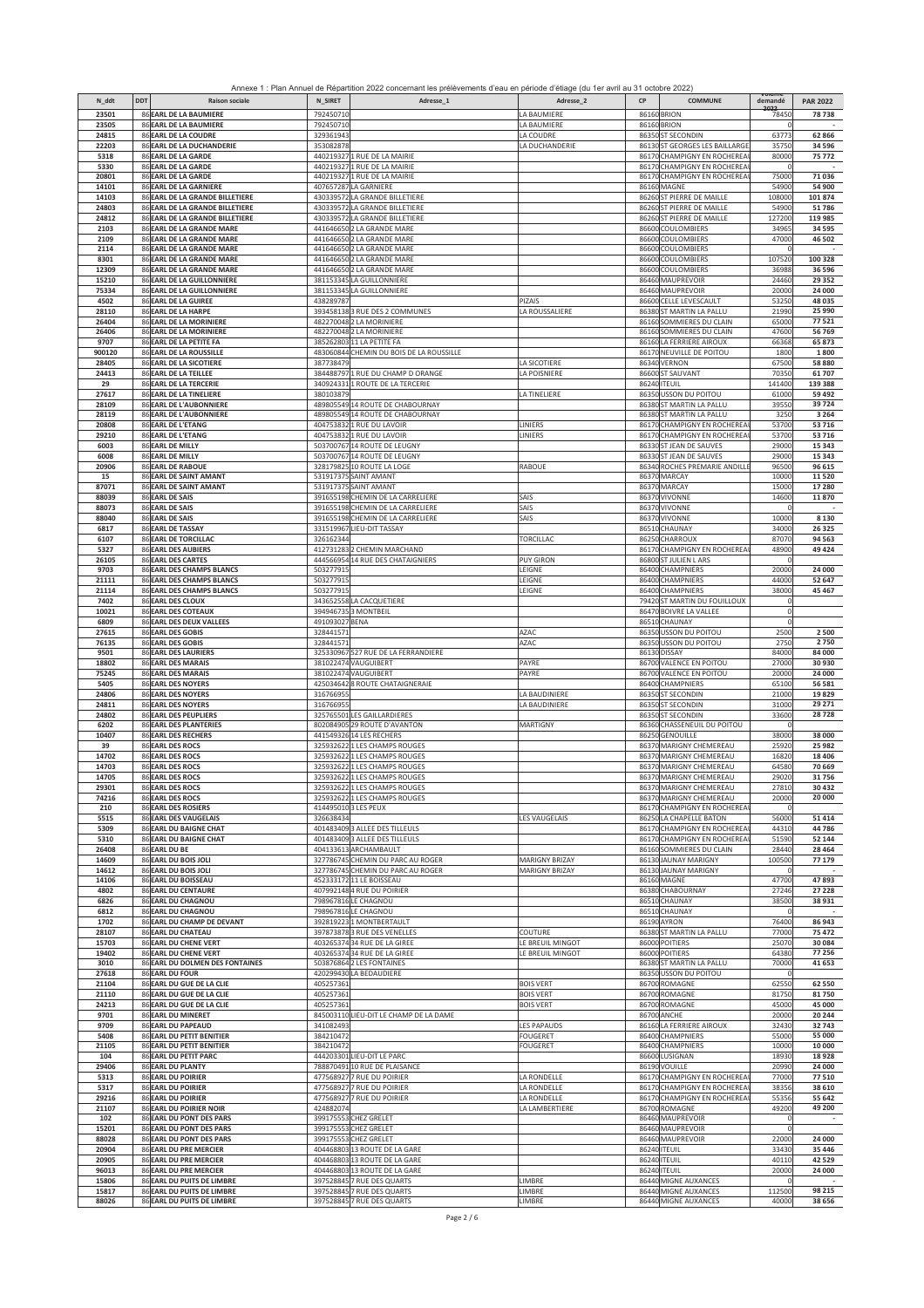Annexe 1 : Plan Annuel de Répartition 2022 concernant les prélèvements d'eau en période d'étiage (du 1er avril au 31 octobre 2022)

| N_ddt | DDT | Raison sociale | N_SIRET | Adresse_1 | Adresse_2 | CP | COMMUNE | Volume demandé 2022 | PAR 2022 |
|---|---|---|---|---|---|---|---|---|---|
| 23501 | 86 | EARL DE LA BAUMIERE | 792450710 | | LA BAUMIERE | 86160 | BRION | 78450 | 78 738 |
| 23505 | 86 | EARL DE LA BAUMIERE | 792450710 | | LA BAUMIERE | 86160 | BRION | 0 | - |
| 24815 | 86 | EARL DE LA COUDRE | 329361943 | | LA COUDRE | 86350 | ST SECONDIN | 63773 | 62 866 |
| 22203 | 86 | EARL DE LA DUCHANDERIE | 353082878 | | LA DUCHANDERIE | 86130 | ST GEORGES LES BAILLARGE | 35750 | 34 596 |
| 5318 | 86 | EARL DE LA GARDE | 440219327 | 1 RUE DE LA MAIRIE | | 86170 | CHAMPIGNY EN ROCHEREAU | 80000 | 75 772 |
| 5330 | 86 | EARL DE LA GARDE | 440219327 | 1 RUE DE LA MAIRIE | | 86170 | CHAMPIGNY EN ROCHEREAU | 0 | - |
| 20801 | 86 | EARL DE LA GARDE | 440219327 | 1 RUE DE LA MAIRIE | | 86170 | CHAMPIGNY EN ROCHEREAU | 75000 | 71 036 |
| 14101 | 86 | EARL DE LA GARNIERE | 407657287 | LA GARNIERE | | 86160 | MAGNE | 54900 | 54 900 |
| 14103 | 86 | EARL DE LA GRANDE BILLETIERE | 430339572 | LA GRANDE BILLETIERE | | 86260 | ST PIERRE DE MAILLE | 108000 | 101 874 |
| 24803 | 86 | EARL DE LA GRANDE BILLETIERE | 430339572 | LA GRANDE BILLETIERE | | 86260 | ST PIERRE DE MAILLE | 54900 | 51 786 |
| 24812 | 86 | EARL DE LA GRANDE BILLETIERE | 430339572 | LA GRANDE BILLETIERE | | 86260 | ST PIERRE DE MAILLE | 127200 | 119 985 |
| 2103 | 86 | EARL DE LA GRANDE MARE | 441646650 | 2 LA GRANDE MARE | | 86600 | COULOMBIERS | 34965 | 34 595 |
| 2109 | 86 | EARL DE LA GRANDE MARE | 441646650 | 2 LA GRANDE MARE | | 86600 | COULOMBIERS | 47000 | 46 502 |
| 2114 | 86 | EARL DE LA GRANDE MARE | 441646650 | 2 LA GRANDE MARE | | 86600 | COULOMBIERS | 0 | - |
| 8301 | 86 | EARL DE LA GRANDE MARE | 441646650 | 2 LA GRANDE MARE | | 86600 | COULOMBIERS | 107520 | 100 328 |
| 12309 | 86 | EARL DE LA GRANDE MARE | 441646650 | 2 LA GRANDE MARE | | 86600 | COULOMBIERS | 36988 | 36 596 |
| 15210 | 86 | EARL DE LA GUILLONNIERE | 381153345 | LA GUILLONNIERE | | 86460 | MAUPREVOIR | 24460 | 29 352 |
| 75334 | 86 | EARL DE LA GUILLONNIERE | 381153345 | LA GUILLONNIERE | | 86460 | MAUPREVOIR | 20000 | 24 000 |
| 4502 | 86 | EARL DE LA GUIREE | 438289787 | | PIZAIS | 86600 | CELLE LEVESCAULT | 53250 | 48 035 |
| 28110 | 86 | EARL DE LA HARPE | 393458138 | 3 RUE DES 2 COMMUNES | LA ROUSSALIERE | 86380 | ST MARTIN LA PALLU | 21990 | 25 990 |
| 26404 | 86 | EARL DE LA MORINIERE | 482270048 | 2 LA MORINIERE | | 86160 | SOMMIERES DU CLAIN | 65000 | 77 521 |
| 26406 | 86 | EARL DE LA MORINIERE | 482270048 | 2 LA MORINIERE | | 86160 | SOMMIERES DU CLAIN | 47600 | 56 769 |
| 9707 | 86 | EARL DE LA PETITE FA | 385262803 | 11 LA PETITE FA | | 86160 | LA FERRIERE AIROUX | 66368 | 65 873 |
| 900120 | 86 | EARL DE LA ROUSSILLE | 483060844 | CHEMIN DU BOIS DE LA ROUSSILLE | | 86170 | NEUVILLE DE POITOU | 1800 | 1 800 |
| 28405 | 86 | EARL DE LA SICOTIERE | 387738479 | | LA SICOTIERE | 86340 | VERNON | 67500 | 58 880 |
| 24413 | 86 | EARL DE LA TEILLEE | 384488797 | 1 RUE DU CHAMP D ORANGE | LA POISNIERE | 86600 | ST SAUVANT | 70350 | 61 707 |
| 29 | 86 | EARL DE LA TERCERIE | 340924331 | 1 ROUTE DE LA TERCERIE | | 86240 | ITEUIL | 141400 | 139 388 |
| 27617 | 86 | EARL DE LA TINELIERE | 380103879 | | LA TINELIERE | 86350 | USSON DU POITOU | 61000 | 59 492 |
| 28109 | 86 | EARL DE L'AUBONNIERE | 489805549 | 14 ROUTE DE CHABOURNAY | | 86380 | ST MARTIN LA PALLU | 39550 | 39 724 |
| 28119 | 86 | EARL DE L'AUBONNIERE | 489805549 | 14 ROUTE DE CHABOURNAY | | 86380 | ST MARTIN LA PALLU | 3250 | 3 264 |
| 20808 | 86 | EARL DE L'ETANG | 404753832 | 1 RUE DU LAVOIR | LINIERS | 86170 | CHAMPIGNY EN ROCHEREAU | 53700 | 53 716 |
| 29210 | 86 | EARL DE L'ETANG | 404753832 | 1 RUE DU LAVOIR | LINIERS | 86170 | CHAMPIGNY EN ROCHEREAU | 53700 | 53 716 |
| 6003 | 86 | EARL DE MILLY | 503700767 | 14 ROUTE DE LEUGNY | | 86330 | ST JEAN DE SAUVES | 29000 | 15 343 |
| 6008 | 86 | EARL DE MILLY | 503700767 | 14 ROUTE DE LEUGNY | | 86330 | ST JEAN DE SAUVES | 29000 | 15 343 |
| 20906 | 86 | EARL DE RABOUE | 328179825 | 10 ROUTE LA LOGE | RABOUE | 86340 | ROCHES PREMARIE ANDILLE | 96500 | 96 615 |
| 15 | 86 | EARL DE SAINT AMANT | 531917375 | SAINT AMANT | | 86370 | MARCAY | 10000 | 11 520 |
| 87071 | 86 | EARL DE SAINT AMANT | 531917375 | SAINT AMANT | | 86370 | MARCAY | 15000 | 17 280 |
| 88039 | 86 | EARL DE SAIS | 391655198 | CHEMIN DE LA CARRELIERE | SAIS | 86370 | VIVONNE | 14600 | 11 870 |
| 88073 | 86 | EARL DE SAIS | 391655198 | CHEMIN DE LA CARRELIERE | SAIS | 86370 | VIVONNE | 0 | - |
| 88040 | 86 | EARL DE SAIS | 391655198 | CHEMIN DE LA CARRELIERE | SAIS | 86370 | VIVONNE | 10000 | 8 130 |
| 6817 | 86 | EARL DE TASSAY | 331519967 | LIEU-DIT TASSAY | | 86510 | CHAUNAY | 34000 | 26 325 |
| 6107 | 86 | EARL DE TORCILLAC | 326162344 | | TORCILLAC | 86250 | CHARROUX | 87070 | 94 563 |
| 5327 | 86 | EARL DES AUBIERS | 412731283 | 2 CHEMIN MARCHAND | | 86170 | CHAMPIGNY EN ROCHEREAU | 48900 | 49 424 |
| 26105 | 86 | EARL DES CARTES | 444566954 | 14 RUE DES CHATAIGNIERS | PUY GIRON | 86800 | ST JULIEN L ARS | 0 | |
| 9703 | 86 | EARL DES CHAMPS BLANCS | 503277915 | | LEIGNE | 86400 | CHAMPNIERS | 20000 | 24 000 |
| 21111 | 86 | EARL DES CHAMPS BLANCS | 503277915 | | LEIGNE | 86400 | CHAMPNIERS | 44000 | 52 647 |
| 21114 | 86 | EARL DES CHAMPS BLANCS | 503277915 | | LEIGNE | 86400 | CHAMPNIERS | 38000 | 45 467 |
| 7402 | 86 | EARL DES CLOUX | 343652558 | LA CACQUETIERE | | 79420 | ST MARTIN DU FOUILLOUX | 0 | |
| 10021 | 86 | EARL DES COTEAUX | 394946735 | 3 MONTBEIL | | 86470 | BOIVRE LA VALLEE | 0 | |
| 6809 | 86 | EARL DES DEUX VALLEES | 491093027 | BENA | | 86510 | CHAUNAY | 0 | |
| 27615 | 86 | EARL DES GOBIS | 328441571 | | AZAC | 86350 | USSON DU POITOU | 2500 | 2 500 |
| 76135 | 86 | EARL DES GOBIS | 328441571 | | AZAC | 86350 | USSON DU POITOU | 2750 | 2 750 |
| 9501 | 86 | EARL DES LAURIERS | 325330967 | 527 RUE DE LA FERRANDIERE | | 86130 | DISSAY | 84000 | 84 000 |
| 18802 | 86 | EARL DES MARAIS | 381022474 | VAUGUIBERT | PAYRE | 86700 | VALENCE EN POITOU | 27000 | 30 930 |
| 75245 | 86 | EARL DES MARAIS | 381022474 | VAUGUIBERT | PAYRE | 86700 | VALENCE EN POITOU | 20000 | 24 000 |
| 5405 | 86 | EARL DES NOYERS | 425034642 | 8 ROUTE CHATAIGNERAIE | | 86400 | CHAMPNIERS | 65100 | 56 581 |
| 24806 | 86 | EARL DES NOYERS | 316766955 | | LA BAUDINIERE | 86350 | ST SECONDIN | 21000 | 19 829 |
| 24811 | 86 | EARL DES NOYERS | 316766955 | | LA BAUDINIERE | 86350 | ST SECONDIN | 31000 | 29 271 |
| 24802 | 86 | EARL DES PEUPLIERS | 325765501 | LES GAILLARDIERES | | 86350 | ST SECONDIN | 33600 | 28 728 |
| 6202 | 86 | EARL DES PLANTERIES | 802084905 | 29 ROUTE D'AVANTON | MARTIGNY | 86360 | CHASSENEUIL DU POITOU | 0 | |
| 10407 | 86 | EARL DES RECHERS | 441549326 | 14 LES RECHERS | | 86250 | GENOUILLE | 38000 | 38 000 |
| 39 | 86 | EARL DES ROCS | 325932622 | 1 LES CHAMPS ROUGES | | 86370 | MARIGNY CHEMEREAU | 25920 | 25 982 |
| 14702 | 86 | EARL DES ROCS | 325932622 | 1 LES CHAMPS ROUGES | | 86370 | MARIGNY CHEMEREAU | 16820 | 18 406 |
| 14703 | 86 | EARL DES ROCS | 325932622 | 1 LES CHAMPS ROUGES | | 86370 | MARIGNY CHEMEREAU | 64580 | 70 669 |
| 14705 | 86 | EARL DES ROCS | 325932622 | 1 LES CHAMPS ROUGES | | 86370 | MARIGNY CHEMEREAU | 29020 | 31 756 |
| 29301 | 86 | EARL DES ROCS | 325932622 | 1 LES CHAMPS ROUGES | | 86370 | MARIGNY CHEMEREAU | 27810 | 30 432 |
| 74216 | 86 | EARL DES ROCS | 325932622 | 1 LES CHAMPS ROUGES | | 86370 | MARIGNY CHEMEREAU | 20000 | 20 000 |
| 210 | 86 | EARL DES ROSIERS | 414495010 | 3 LES PEUX | | 86170 | CHAMPIGNY EN ROCHEREAU | 0 | |
| 5515 | 86 | EARL DES VAUGELAIS | 326638434 | | LES VAUGELAIS | 86250 | LA CHAPELLE BATON | 56000 | 51 414 |
| 5309 | 86 | EARL DU BAIGNE CHAT | 401483409 | 3 ALLEE DES TILLEULS | | 86170 | CHAMPIGNY EN ROCHEREAU | 44310 | 44 786 |
| 5310 | 86 | EARL DU BAIGNE CHAT | 401483409 | 3 ALLEE DES TILLEULS | | 86170 | CHAMPIGNY EN ROCHEREAU | 51590 | 52 144 |
| 26408 | 86 | EARL DU BE | 404133613 | ARCHAMBAULT | | 86160 | SOMMIERES DU CLAIN | 28440 | 28 464 |
| 14609 | 86 | EARL DU BOIS JOLI | 327786745 | CHEMIN DU PARC AU ROGER | MARIGNY BRIZAY | 86130 | JAUNAY MARIGNY | 100500 | 77 179 |
| 14612 | 86 | EARL DU BOIS JOLI | 327786745 | CHEMIN DU PARC AU ROGER | MARIGNY BRIZAY | 86130 | JAUNAY MARIGNY | 0 | - |
| 14106 | 86 | EARL DU BOISSEAU | 452333172 | 11 LE BOISSEAU | | 86160 | MAGNE | 47700 | 47 893 |
| 4802 | 86 | EARL DU CENTAURE | 407992148 | 4 RUE DU POIRIER | | 86380 | CHABOURNAY | 27246 | 27 228 |
| 6826 | 86 | EARL DU CHAGNOU | 798967816 | LE CHAGNOU | | 86510 | CHAUNAY | 38500 | 38 931 |
| 6812 | 86 | EARL DU CHAGNOU | 798967816 | LE CHAGNOU | | 86510 | CHAUNAY | 0 | - |
| 1702 | 86 | EARL DU CHAMP DE DEVANT | 392819223 | 1 MONTBERTAULT | | 86190 | AYRON | 76400 | 86 943 |
| 28107 | 86 | EARL DU CHATEAU | 397873878 | 3 RUE DES VENELLES | COUTURE | 86380 | ST MARTIN LA PALLU | 77000 | 75 472 |
| 15703 | 86 | EARL DU CHENE VERT | 403265374 | 34 RUE DE LA GIREE | LE BREUIL MINGOT | 86000 | POITIERS | 25070 | 30 084 |
| 19402 | 86 | EARL DU CHENE VERT | 403265374 | 34 RUE DE LA GIREE | LE BREUIL MINGOT | 86000 | POITIERS | 64380 | 77 256 |
| 3010 | 86 | EARL DU DOLMEN DES FONTAINES | 503876864 | 2 LES FONTAINES | | 86380 | ST MARTIN LA PALLU | 70000 | 41 653 |
| 27618 | 86 | EARL DU FOUR | 420299430 | LA BEDAUDIERE | | 86350 | USSON DU POITOU | 0 | |
| 21104 | 86 | EARL DU GUE DE LA CLIE | 405257361 | | BOIS VERT | 86700 | ROMAGNE | 62550 | 62 550 |
| 21110 | 86 | EARL DU GUE DE LA CLIE | 405257361 | | BOIS VERT | 86700 | ROMAGNE | 81750 | 81 750 |
| 24213 | 86 | EARL DU GUE DE LA CLIE | 405257361 | | BOIS VERT | 86700 | ROMAGNE | 45000 | 45 000 |
| 9701 | 86 | EARL DU MINERET | 845003110 | LIEU-DIT LE CHAMP DE LA DAME | | 86700 | ANCHE | 20000 | 20 244 |
| 9709 | 86 | EARL DU PAPEAUD | 341082493 | | LES PAPAUDS | 86160 | LA FERRIERE AIROUX | 32430 | 32 743 |
| 5408 | 86 | EARL DU PETIT BENITIER | 384210472 | | FOUGERET | 86400 | CHAMPNIERS | 55000 | 55 000 |
| 21105 | 86 | EARL DU PETIT BENITIER | 384210472 | | FOUGERET | 86400 | CHAMPNIERS | 10000 | 10 000 |
| 104 | 86 | EARL DU PETIT PARC | 444203301 | LIEU-DIT LE PARC | | 86600 | LUSIGNAN | 18930 | 18 928 |
| 29406 | 86 | EARL DU PLANTY | 788870491 | 10 RUE DE PLAISANCE | | 86190 | VOUILLE | 20990 | 24 000 |
| 5313 | 86 | EARL DU POIRIER | 477568927 | 7 RUE DU POIRIER | LA RONDELLE | 86170 | CHAMPIGNY EN ROCHEREAU | 77000 | 77 510 |
| 5317 | 86 | EARL DU POIRIER | 477568927 | 7 RUE DU POIRIER | LA RONDELLE | 86170 | CHAMPIGNY EN ROCHEREAU | 38356 | 38 610 |
| 29216 | 86 | EARL DU POIRIER | 477568927 | 7 RUE DU POIRIER | LA RONDELLE | 86170 | CHAMPIGNY EN ROCHEREAU | 55356 | 55 642 |
| 21107 | 86 | EARL DU POIRIER NOIR | 424882074 | | LA LAMBERTIERE | 86700 | ROMAGNE | 49200 | 49 200 |
| 102 | 86 | EARL DU PONT DES PARS | 399175553 | CHEZ GRELET | | 86460 | MAUPREVOIR | 0 | - |
| 15201 | 86 | EARL DU PONT DES PARS | 399175553 | CHEZ GRELET | | 86460 | MAUPREVOIR | 0 | |
| 88028 | 86 | EARL DU PONT DES PARS | 399175553 | CHEZ GRELET | | 86460 | MAUPREVOIR | 22000 | 24 000 |
| 20904 | 86 | EARL DU PRE MERCIER | 404468803 | 13 ROUTE DE LA GARE | | 86240 | ITEUIL | 33430 | 35 446 |
| 20905 | 86 | EARL DU PRE MERCIER | 404468803 | 13 ROUTE DE LA GARE | | 86240 | ITEUIL | 40110 | 42 529 |
| 96013 | 86 | EARL DU PRE MERCIER | 404468803 | 13 ROUTE DE LA GARE | | 86240 | ITEUIL | 20000 | 24 000 |
| 15806 | 86 | EARL DU PUITS DE LIMBRE | 397528845 | 7 RUE DES QUARTS | LIMBRE | 86440 | MIGNE AUXANCES | 0 | - |
| 15817 | 86 | EARL DU PUITS DE LIMBRE | 397528845 | 7 RUE DES QUARTS | LIMBRE | 86440 | MIGNE AUXANCES | 112500 | 98 215 |
| 88026 | 86 | EARL DU PUITS DE LIMBRE | 397528845 | 7 RUE DES QUARTS | LIMBRE | 86440 | MIGNE AUXANCES | 40000 | 38 656 |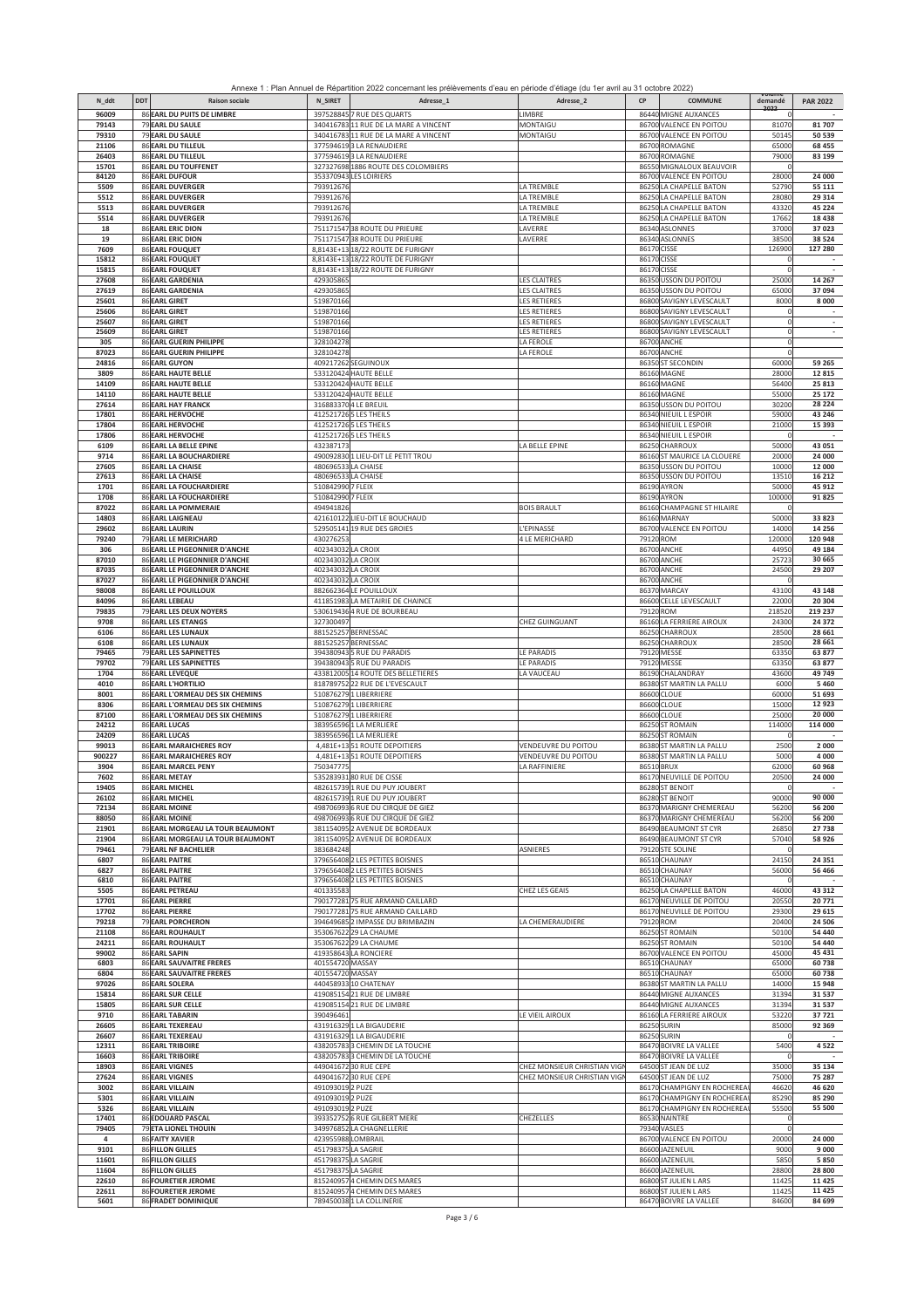Annexe 1 : Plan Annuel de Répartition 2022 concernant les prélèvements d'eau en période d'étiage (du 1er avril au 31 octobre 2022)

| N_ddt | DDT | Raison sociale | N_SIRET | Adresse_1 | Adresse_2 | CP | COMMUNE | Volume demandé 2022 | PAR 2022 |
|---|---|---|---|---|---|---|---|---|---|
| 96009 | 86 | EARL DU PUITS DE LIMBRE | 397528845 | 7 RUE DES QUARTS | LIMBRE | 86440 | MIGNE AUXANCES | 0 | - |
| 79143 | 79 | EARL DU SAULE | 340416783 | 11 RUE DE LA MARE A VINCENT | MONTAIGU | 86700 | VALENCE EN POITOU | 81070 | 81 707 |
| 79310 | 79 | EARL DU SAULE | 340416783 | 11 RUE DE LA MARE A VINCENT | MONTAIGU | 86700 | VALENCE EN POITOU | 50145 | 50 539 |
| 21106 | 86 | EARL DU TILLEUL | 377594619 | 3 LA RENAUDIERE | | 86700 | ROMAGNE | 65000 | 68 455 |
| 26403 | 86 | EARL DU TILLEUL | 377594619 | 3 LA RENAUDIERE | | 86700 | ROMAGNE | 79000 | 83 199 |
| 15701 | 86 | EARL DU TOUFFENET | 327327698 | 1886 ROUTE DES COLOMBIERS | | 86550 | MIGNALOUX BEAUVOIR | 0 | |
| 84120 | 86 | EARL DUFOUR | 353370943 | LES LOIRIERS | | 86700 | VALENCE EN POITOU | 28000 | 24 000 |
| 5509 | 86 | EARL DUVERGER | 793912676 | | LA TREMBLE | 86250 | LA CHAPELLE BATON | 52790 | 55 111 |
| 5512 | 86 | EARL DUVERGER | 793912676 | | LA TREMBLE | 86250 | LA CHAPELLE BATON | 28080 | 29 314 |
| 5513 | 86 | EARL DUVERGER | 793912676 | | LA TREMBLE | 86250 | LA CHAPELLE BATON | 43320 | 45 224 |
| 5514 | 86 | EARL DUVERGER | 793912676 | | LA TREMBLE | 86250 | LA CHAPELLE BATON | 17662 | 18 438 |
| 18 | 86 | EARL ERIC DION | 751171547 | 38 ROUTE DU PRIEURE | LAVERRE | 86340 | ASLONNES | 37000 | 37 023 |
| 19 | 86 | EARL ERIC DION | 751171547 | 38 ROUTE DU PRIEURE | LAVERRE | 86340 | ASLONNES | 38500 | 38 524 |
| 7609 | 86 | EARL FOUQUET | 8,8143E+13 | 18/22 ROUTE DE FURIGNY | | 86170 | CISSE | 126900 | 127 280 |
| 15812 | 86 | EARL FOUQUET | 8,8143E+13 | 18/22 ROUTE DE FURIGNY | | 86170 | CISSE | 0 | - |
| 15815 | 86 | EARL FOUQUET | 8,8143E+13 | 18/22 ROUTE DE FURIGNY | | 86170 | CISSE | 0 | - |
| 27608 | 86 | EARL GARDENIA | 429305865 | | LES CLAITRES | 86350 | USSON DU POITOU | 25000 | 14 267 |
| 27619 | 86 | EARL GARDENIA | 429305865 | | LES CLAITRES | 86350 | USSON DU POITOU | 65000 | 37 094 |
| 25601 | 86 | EARL GIRET | 519870166 | | LES RETIERES | 86800 | SAVIGNY LEVESCAULT | 8000 | 8 000 |
| 25606 | 86 | EARL GIRET | 519870166 | | LES RETIERES | 86800 | SAVIGNY LEVESCAULT | 0 | - |
| 25607 | 86 | EARL GIRET | 519870166 | | LES RETIERES | 86800 | SAVIGNY LEVESCAULT | 0 | - |
| 25609 | 86 | EARL GIRET | 519870166 | | LES RETIERES | 86800 | SAVIGNY LEVESCAULT | 0 | - |
| 305 | 86 | EARL GUERIN PHILIPPE | 328104278 | | LA FEROLE | 86700 | ANCHE | 0 | |
| 87023 | 86 | EARL GUERIN PHILIPPE | 328104278 | | LA FEROLE | 86700 | ANCHE | 0 | |
| 24816 | 86 | EARL GUYON | 409217262 | SEGUINOUX | | 86350 | ST SECONDIN | 60000 | 59 265 |
| 3809 | 86 | EARL HAUTE BELLE | 533120424 | HAUTE BELLE | | 86160 | MAGNE | 28000 | 12 815 |
| 14109 | 86 | EARL HAUTE BELLE | 533120424 | HAUTE BELLE | | 86160 | MAGNE | 56400 | 25 813 |
| 14110 | 86 | EARL HAUTE BELLE | 533120424 | HAUTE BELLE | | 86160 | MAGNE | 55000 | 25 172 |
| 27614 | 86 | EARL HAY FRANCK | 316883370 | 4 LE BREUIL | | 86350 | USSON DU POITOU | 30200 | 28 224 |
| 17801 | 86 | EARL HERVOCHE | 412521726 | 5 LES THEILS | | 86340 | NIEUIL L ESPOIR | 59000 | 43 246 |
| 17804 | 86 | EARL HERVOCHE | 412521726 | 5 LES THEILS | | 86340 | NIEUIL L ESPOIR | 21000 | 15 393 |
| 17806 | 86 | EARL HERVOCHE | 412521726 | 5 LES THEILS | | 86340 | NIEUIL L ESPOIR | 0 | - |
| 6109 | 86 | EARL LA BELLE EPINE | 432387173 | | LA BELLE EPINE | 86250 | CHARROUX | 50000 | 43 051 |
| 9714 | 86 | EARL LA BOUCHARDIERE | 490092830 | 1 LIEU-DIT LE PETIT TROU | | 86160 | ST MAURICE LA CLOUERE | 20000 | 24 000 |
| 27605 | 86 | EARL LA CHAISE | 480696533 | LA CHAISE | | 86350 | USSON DU POITOU | 10000 | 12 000 |
| 27613 | 86 | EARL LA CHAISE | 480696533 | LA CHAISE | | 86350 | USSON DU POITOU | 13510 | 16 212 |
| 1701 | 86 | EARL LA FOUCHARDIERE | 510842990 | 7 FLEIX | | 86190 | AYRON | 50000 | 45 912 |
| 1708 | 86 | EARL LA FOUCHARDIERE | 510842990 | 7 FLEIX | | 86190 | AYRON | 100000 | 91 825 |
| 87022 | 86 | EARL LA POMMERAIE | 494941826 | | BOIS BRAULT | 86160 | CHAMPAGNE ST HILAIRE | 0 | |
| 14803 | 86 | EARL LAIGNEAU | 421610122 | LIEU-DIT LE BOUCHAUD | | 86160 | MARNAY | 50000 | 33 823 |
| 29602 | 86 | EARL LAURIN | 529505141 | 19 RUE DES GROIES | L'EPINASSE | 86700 | VALENCE EN POITOU | 14000 | 14 256 |
| 79240 | 79 | EARL LE MERICHARD | 430276253 | | 4 LE MERICHARD | 79120 | ROM | 120000 | 120 948 |
| 306 | 86 | EARL LE PIGEONNIER D'ANCHE | 402343032 | LA CROIX | | 86700 | ANCHE | 44950 | 49 184 |
| 87010 | 86 | EARL LE PIGEONNIER D'ANCHE | 402343032 | LA CROIX | | 86700 | ANCHE | 25723 | 30 665 |
| 87035 | 86 | EARL LE PIGEONNIER D'ANCHE | 402343032 | LA CROIX | | 86700 | ANCHE | 24500 | 29 207 |
| 87027 | 86 | EARL LE PIGEONNIER D'ANCHE | 402343032 | LA CROIX | | 86700 | ANCHE | 0 | |
| 98008 | 86 | EARL LE POUILLOUX | 882662364 | LE POUILLOUX | | 86370 | MARCAY | 43100 | 43 148 |
| 84096 | 86 | EARL LEBEAU | 411851983 | LA METAIRIE DE CHAINCE | | 86600 | CELLE LEVESCAULT | 22000 | 20 304 |
| 79835 | 79 | EARL LES DEUX NOYERS | 530619436 | 4 RUE DE BOURBEAU | | 79120 | ROM | 218520 | 219 237 |
| 9708 | 86 | EARL LES ETANGS | 327300497 | | CHEZ GUINGUANT | 86160 | LA FERRIERE AIROUX | 24300 | 24 372 |
| 6106 | 86 | EARL LES LUNAUX | 881525257 | BERNESSAC | | 86250 | CHARROUX | 28500 | 28 661 |
| 6108 | 86 | EARL LES LUNAUX | 881525257 | BERNESSAC | | 86250 | CHARROUX | 28500 | 28 661 |
| 79465 | 79 | EARL LES SAPINETTES | 394380943 | 5 RUE DU PARADIS | LE PARADIS | 79120 | MESSE | 63350 | 63 877 |
| 79702 | 79 | EARL LES SAPINETTES | 394380943 | 5 RUE DU PARADIS | LE PARADIS | 79120 | MESSE | 63350 | 63 877 |
| 1704 | 86 | EARL LEVEQUE | 433812005 | 14 ROUTE DES BELLETIERES | LA VAUCEAU | 86190 | CHALANDRAY | 43600 | 49 749 |
| 4010 | 86 | EARL L'HORTILIO | 818789752 | 22 RUE DE L'EVESCAULT | | 86380 | ST MARTIN LA PALLU | 6000 | 5 460 |
| 8001 | 86 | EARL L'ORMEAU DES SIX CHEMINS | 510876279 | 1 LIBERRIERE | | 86600 | CLOUE | 60000 | 51 693 |
| 8306 | 86 | EARL L'ORMEAU DES SIX CHEMINS | 510876279 | 1 LIBERRIERE | | 86600 | CLOUE | 15000 | 12 923 |
| 87100 | 86 | EARL L'ORMEAU DES SIX CHEMINS | 510876279 | 1 LIBERRIERE | | 86600 | CLOUE | 25000 | 20 000 |
| 24212 | 86 | EARL LUCAS | 383956596 | 1 LA MERLIERE | | 86250 | ST ROMAIN | 114000 | 114 000 |
| 24209 | 86 | EARL LUCAS | 383956596 | 1 LA MERLIERE | | 86250 | ST ROMAIN | 0 | - |
| 99013 | 86 | EARL MARAICHERES ROY | 4,481E+13 | 51 ROUTE DEPOITIERS | VENDEUVRE DU POITOU | 86380 | ST MARTIN LA PALLU | 2500 | 2 000 |
| 900227 | 86 | EARL MARAICHERES ROY | 4,481E+13 | 51 ROUTE DEPOITIERS | VENDEUVRE DU POITOU | 86380 | ST MARTIN LA PALLU | 5000 | 4 000 |
| 3904 | 86 | EARL MARCEL PENY | 750347775 | | LA RAFFINIERE | 86510 | BRUX | 62000 | 60 968 |
| 7602 | 86 | EARL METAY | 535283931 | 80 RUE DE CISSE | | 86170 | NEUVILLE DE POITOU | 20500 | 24 000 |
| 19405 | 86 | EARL MICHEL | 482615739 | 1 RUE DU PUY JOUBERT | | 86280 | ST BENOIT | 0 | - |
| 26102 | 86 | EARL MICHEL | 482615739 | 1 RUE DU PUY JOUBERT | | 86280 | ST BENOIT | 90000 | 90 000 |
| 72134 | 86 | EARL MOINE | 498706993 | 6 RUE DU CIRQUE DE GIEZ | | 86370 | MARIGNY CHEMEREAU | 56200 | 56 200 |
| 88050 | 86 | EARL MOINE | 498706993 | 6 RUE DU CIRQUE DE GIEZ | | 86370 | MARIGNY CHEMEREAU | 56200 | 56 200 |
| 21901 | 86 | EARL MORGEAU LA TOUR BEAUMONT | 381154095 | 2 AVENUE DE BORDEAUX | | 86490 | BEAUMONT ST CYR | 26850 | 27 738 |
| 21904 | 86 | EARL MORGEAU LA TOUR BEAUMONT | 381154095 | 2 AVENUE DE BORDEAUX | | 86490 | BEAUMONT ST CYR | 57040 | 58 926 |
| 79461 | 79 | EARL NF BACHELIER | 383684248 | | ASNIERES | 79120 | STE SOLINE | 0 | |
| 6807 | 86 | EARL PAITRE | 379656408 | 2 LES PETITES BOISNES | | 86510 | CHAUNAY | 24150 | 24 351 |
| 6827 | 86 | EARL PAITRE | 379656408 | 2 LES PETITES BOISNES | | 86510 | CHAUNAY | 56000 | 56 466 |
| 6810 | 86 | EARL PAITRE | 379656408 | 2 LES PETITES BOISNES | | 86510 | CHAUNAY | 0 | - |
| 5505 | 86 | EARL PETREAU | 401335583 | | CHEZ LES GEAIS | 86250 | LA CHAPELLE BATON | 46000 | 43 312 |
| 17701 | 86 | EARL PIERRE | 790177281 | 75 RUE ARMAND CAILLARD | | 86170 | NEUVILLE DE POITOU | 20550 | 20 771 |
| 17702 | 86 | EARL PIERRE | 790177281 | 75 RUE ARMAND CAILLARD | | 86170 | NEUVILLE DE POITOU | 29300 | 29 615 |
| 79218 | 79 | EARL PORCHERON | 394649685 | 2 IMPASSE DU BRIMBAZIN | LA CHEMERAUDIERE | 79120 | ROM | 20400 | 24 506 |
| 21108 | 86 | EARL ROUHAULT | 353067622 | 29 LA CHAUME | | 86250 | ST ROMAIN | 50100 | 54 440 |
| 24211 | 86 | EARL ROUHAULT | 353067622 | 29 LA CHAUME | | 86250 | ST ROMAIN | 50100 | 54 440 |
| 99002 | 86 | EARL SAPIN | 419358643 | LA RONCIERE | | 86700 | VALENCE EN POITOU | 45000 | 45 431 |
| 6803 | 86 | EARL SAUVAITRE FRERES | 401554720 | MASSAY | | 86510 | CHAUNAY | 65000 | 60 738 |
| 6804 | 86 | EARL SAUVAITRE FRERES | 401554720 | MASSAY | | 86510 | CHAUNAY | 65000 | 60 738 |
| 97026 | 86 | EARL SOLERA | 440458933 | 10 CHATENAY | | 86380 | ST MARTIN LA PALLU | 14000 | 15 948 |
| 15814 | 86 | EARL SUR CELLE | 419085154 | 21 RUE DE LIMBRE | | 86440 | MIGNE AUXANCES | 31394 | 31 537 |
| 15805 | 86 | EARL SUR CELLE | 419085154 | 21 RUE DE LIMBRE | | 86440 | MIGNE AUXANCES | 31394 | 31 537 |
| 9710 | 86 | EARL TABARIN | 390496461 | | LE VIEIL AIROUX | 86160 | LA FERRIERE AIROUX | 53220 | 37 721 |
| 26605 | 86 | EARL TEXEREAU | 431916329 | 1 LA BIGAUDERIE | | 86250 | SURIN | 85000 | 92 369 |
| 26607 | 86 | EARL TEXEREAU | 431916329 | 1 LA BIGAUDERIE | | 86250 | SURIN | 0 | - |
| 12311 | 86 | EARL TRIBOIRE | 438205783 | 3 CHEMIN DE LA TOUCHE | | 86470 | BOIVRE LA VALLEE | 5400 | 4 522 |
| 16603 | 86 | EARL TRIBOIRE | 438205783 | 3 CHEMIN DE LA TOUCHE | | 86470 | BOIVRE LA VALLEE | 0 | - |
| 18903 | 86 | EARL VIGNES | 449041672 | 30 RUE CEPE | CHEZ MONSIEUR CHRISTIAN VIGN | 64500 | ST JEAN DE LUZ | 35000 | 35 134 |
| 27624 | 86 | EARL VIGNES | 449041672 | 30 RUE CEPE | CHEZ MONSIEUR CHRISTIAN VIGN | 64500 | ST JEAN DE LUZ | 75000 | 75 287 |
| 3002 | 86 | EARL VILLAIN | 491093019 | 2 PUZE | | 86170 | CHAMPIGNY EN ROCHEREAU | 46620 | 46 620 |
| 5301 | 86 | EARL VILLAIN | 491093019 | 2 PUZE | | 86170 | CHAMPIGNY EN ROCHEREAU | 85290 | 85 290 |
| 5326 | 86 | EARL VILLAIN | 491093019 | 2 PUZE | | 86170 | CHAMPIGNY EN ROCHEREAU | 55500 | 55 500 |
| 17401 | 86 | EDOUARD PASCAL | 393352752 | 6 RUE GILBERT MERE | CHEZELLES | 86530 | NAINTRE | 0 | |
| 79405 | 79 | ETA LIONEL THOUIN | 349976852 | LA CHAGNELLERIE | | 79340 | VASLES | 0 | |
| 4 | 86 | FAITY XAVIER | 423955988 | LOMBRAIL | | 86700 | VALENCE EN POITOU | 20000 | 24 000 |
| 9101 | 86 | FILLON GILLES | 451798375 | LA SAGRIE | | 86600 | JAZENEUIL | 9000 | 9 000 |
| 11601 | 86 | FILLON GILLES | 451798375 | LA SAGRIE | | 86600 | JAZENEUIL | 5850 | 5 850 |
| 11604 | 86 | FILLON GILLES | 451798375 | LA SAGRIE | | 86600 | JAZENEUIL | 28800 | 28 800 |
| 22610 | 86 | FOURETIER JEROME | 815240957 | 4 CHEMIN DES MARES | | 86800 | ST JULIEN L ARS | 11425 | 11 425 |
| 22611 | 86 | FOURETIER JEROME | 815240957 | 4 CHEMIN DES MARES | | 86800 | ST JULIEN L ARS | 11425 | 11 425 |
| 5601 | 86 | FRADET DOMINIQUE | 789450038 | 1 LA COLLINERIE | | 86470 | BOIVRE LA VALLEE | 84600 | 84 699 |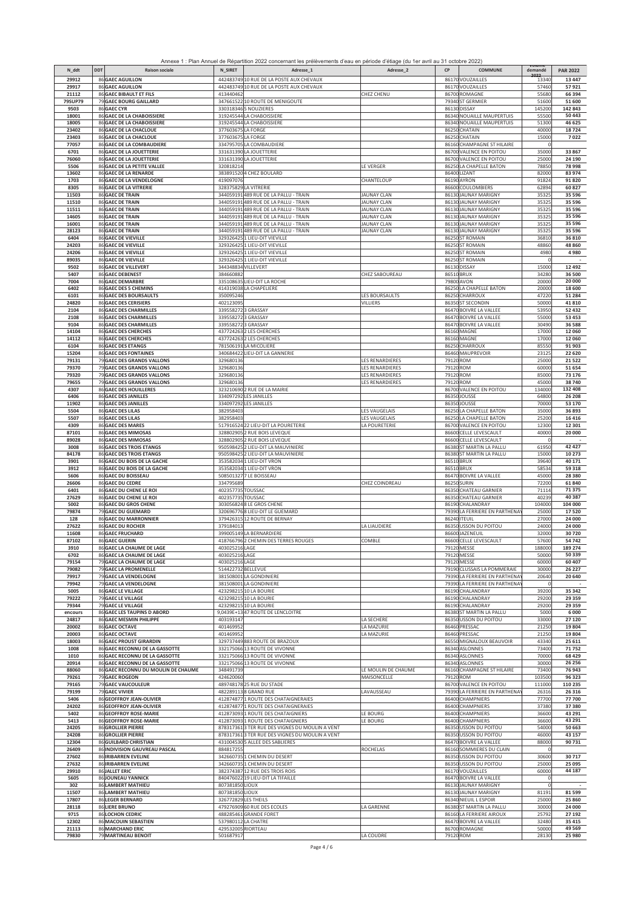Annexe 1 : Plan Annuel de Répartition 2022 concernant les prélèvements d'eau en période d'étiage (du 1er avril au 31 octobre 2022)

| N_ddt | DDT | Raison sociale | N_SIRET | Adresse_1 | Adresse_2 | CP | COMMUNE | Volume demandé 2022 | PAR 2022 |
|---|---|---|---|---|---|---|---|---|---|
| 29912 | 86 | GAEC AGUILLON | 442483749 | 10 RUE DE LA POSTE AUX CHEVAUX | | 86170 | VOUZAILLES | 13340 | 13 447 |
| 29917 | 86 | GAEC AGUILLON | 442483749 | 10 RUE DE LA POSTE AUX CHEVAUX | | 86170 | VOUZAILLES | 57460 | 57 921 |
| 21112 | 86 | GAEC BIBAULT ET FILS | 413440462 | | CHEZ CHENU | 86700 | ROMAGNE | 55680 | 66 394 |
| 79SUP79 | 79 | GAEC BOURG GAILLARD | 347661522 | 10 ROUTE DE MENIGOUTE | | 79340 | ST GERMIER | 51600 | 51 600 |
| 9503 | 86 | GAEC CYR | 330318346 | 5 NOUZIERES | | 86130 | DISSAY | 145200 | 142 843 |
| 18001 | 86 | GAEC DE LA CHABOISSIERE | 319245544 | LA CHABOISSIERE | | 86340 | NOUAILLE MAUPERTUIS | 55500 | 50 443 |
| 18005 | 86 | GAEC DE LA CHABOISSIERE | 319245544 | LA CHABOISSIERE | | 86340 | NOUAILLE MAUPERTUIS | 51300 | 46 625 |
| 23402 | 86 | GAEC DE LA CHACLOUE | 377603675 | LA FORGE | | 86250 | CHATAIN | 40000 | 18 724 |
| 23403 | 86 | GAEC DE LA CHACLOUE | 377603675 | LA FORGE | | 86250 | CHATAIN | 15000 | 7 022 |
| 77057 | 86 | GAEC DE LA COMBAUDIERE | 334795705 | LA COMBAUDIERE | | 86160 | CHAMPAGNE ST HILAIRE | 0 | |
| 6701 | 86 | GAEC DE LA JOUETTERIE | 331631390 | LA JOUETTERIE | | 86700 | VALENCE EN POITOU | 35000 | 33 867 |
| 76060 | 86 | GAEC DE LA JOUETTERIE | 331631390 | LA JOUETTERIE | | 86700 | VALENCE EN POITOU | 25000 | 24 190 |
| 5506 | 86 | GAEC DE LA PETITE VALLEE | 320818214 | | LE VERGER | 86250 | LA CHAPELLE BATON | 78850 | 78 998 |
| 13602 | 86 | GAEC DE LA RENARDE | 383891520 | 4 CHEZ BOULARD | | 86400 | LIZANT | 82000 | 83 974 |
| 1703 | 86 | GAEC DE LA VENDELOGNE | 419097076 | | CHANTELOUP | 86190 | AYRON | 91824 | 91 820 |
| 8305 | 86 | GAEC DE LA VITRERIE | 328375829 | LA VITRERIE | | 86600 | COULOMBIERS | 62894 | 60 827 |
| 11503 | 86 | GAEC DE TRAIN | 344059191 | 489 RUE DE LA PALLU - TRAIN | JAUNAY CLAN | 86130 | JAUNAY MARIGNY | 35325 | 35 596 |
| 11510 | 86 | GAEC DE TRAIN | 344059191 | 489 RUE DE LA PALLU - TRAIN | JAUNAY CLAN | 86130 | JAUNAY MARIGNY | 35325 | 35 596 |
| 11511 | 86 | GAEC DE TRAIN | 344059191 | 489 RUE DE LA PALLU - TRAIN | JAUNAY CLAN | 86130 | JAUNAY MARIGNY | 35325 | 35 596 |
| 14605 | 86 | GAEC DE TRAIN | 344059191 | 489 RUE DE LA PALLU - TRAIN | JAUNAY CLAN | 86130 | JAUNAY MARIGNY | 35325 | 35 596 |
| 16001 | 86 | GAEC DE TRAIN | 344059191 | 489 RUE DE LA PALLU - TRAIN | JAUNAY CLAN | 86130 | JAUNAY MARIGNY | 35325 | 35 596 |
| 28123 | 86 | GAEC DE TRAIN | 344059191 | 489 RUE DE LA PALLU - TRAIN | JAUNAY CLAN | 86130 | JAUNAY MARIGNY | 35325 | 35 596 |
| 6404 | 86 | GAEC DE VIEVILLE | 329326425 | 1 LIEU-DIT VIEVILLE | | 86250 | ST ROMAIN | 36810 | 36 810 |
| 24203 | 86 | GAEC DE VIEVILLE | 329326425 | 1 LIEU-DIT VIEVILLE | | 86250 | ST ROMAIN | 48860 | 48 860 |
| 24206 | 86 | GAEC DE VIEVILLE | 329326425 | 1 LIEU-DIT VIEVILLE | | 86250 | ST ROMAIN | 4980 | 4 980 |
| 89035 | 86 | GAEC DE VIEVILLE | 329326425 | 1 LIEU-DIT VIEVILLE | | 86250 | ST ROMAIN | 0 | - |
| 9502 | 86 | GAEC DE VILLEVERT | 344348834 | VILLEVERT | | 86130 | DISSAY | 15000 | 12 492 |
| 5407 | 86 | GAEC DEBENEST | 384660882 | | CHEZ SABOUREAU | 86510 | BRUX | 34280 | 36 500 |
| 7004 | 86 | GAEC DEMARBRE | 335108635 | LIEU-DIT LA ROCHE | | 79800 | AVON | 20000 | 20 000 |
| 6402 | 86 | GAEC DES 5 CHEMINS | 414319038 | LA CHAPELIERE | | 86250 | LA CHAPELLE BATON | 20000 | 18 600 |
| 6101 | 86 | GAEC DES BOURSAULTS | 350095246 | | LES BOURSAULTS | 86250 | CHARROUX | 47220 | 51 284 |
| 24820 | 86 | GAEC DES CERISIERS | 402123095 | | VILLIERS | 86350 | ST SECONDIN | 50000 | 41 810 |
| 2104 | 86 | GAEC DES CHARMILLES | 339558272 | 3 GRASSAY | | 86470 | BOIVRE LA VALLEE | 53950 | 52 432 |
| 2108 | 86 | GAEC DES CHARMILLES | 339558272 | 3 GRASSAY | | 86470 | BOIVRE LA VALLEE | 55000 | 53 453 |
| 9104 | 86 | GAEC DES CHARMILLES | 339558272 | 3 GRASSAY | | 86470 | BOIVRE LA VALLEE | 30490 | 36 588 |
| 14104 | 86 | GAEC DES CHERCHES | 437724263 | 2 LES CHERCHES | | 86160 | MAGNE | 17000 | 12 060 |
| 14112 | 86 | GAEC DES CHERCHES | 437724263 | 2 LES CHERCHES | | 86160 | MAGNE | 17000 | 12 060 |
| 6104 | 86 | GAEC DES ETANGS | 781506191 | LA MICOLIERE | | 86250 | CHARROUX | 85550 | 91 903 |
| 15204 | 86 | GAEC DES FONTAINES | 340684422 | LIEU-DIT LA GANNERIE | | 86460 | MAUPREVOIR | 23125 | 22 620 |
| 79131 | 79 | GAEC DES GRANDS VALLONS | 329680136 | | LES RENARDIERES | 79120 | ROM | 25000 | 21 522 |
| 79370 | 79 | GAEC DES GRANDS VALLONS | 329680136 | | LES RENARDIERES | 79120 | ROM | 60000 | 51 654 |
| 79320 | 79 | GAEC DES GRANDS VALLONS | 329680136 | | LES RENARDIERES | 79120 | ROM | 85000 | 73 176 |
| 79655 | 79 | GAEC DES GRANDS VALLONS | 329680136 | | LES RENARDIERES | 79120 | ROM | 45000 | 38 740 |
| 4307 | 86 | GAEC DES HOUILLERES | 323210690 | 2 RUE DE LA MAIRIE | | 86700 | VALENCE EN POITOU | 134000 | 132 408 |
| 6406 | 86 | GAEC DES JANILLES | 334097292 | LES JANILLES | | 86350 | JOUSSE | 64800 | 26 208 |
| 11902 | 86 | GAEC DES JANILLES | 334097292 | LES JANILLES | | 86350 | JOUSSE | 70000 | 53 170 |
| 5504 | 86 | GAEC DES LILAS | 382958403 | | LES VAUGELAIS | 86250 | LA CHAPELLE BATON | 35000 | 36 893 |
| 5507 | 86 | GAEC DES LILAS | 382958403 | | LES VAUGELAIS | 86250 | LA CHAPELLE BATON | 25200 | 16 416 |
| 4309 | 86 | GAEC DES MARES | 517916524 | 22 LIEU-DIT LA POURETERIE | LA POURETERIE | 86700 | VALENCE EN POITOU | 12300 | 12 301 |
| 87101 | 86 | GAEC DES MIMOSAS | 328802905 | 2 RUE BOIS LEVEQUE | | 86600 | CELLE LEVESCAULT | 40000 | 20 000 |
| 89028 | 86 | GAEC DES MIMOSAS | 328802905 | 2 RUE BOIS LEVEQUE | | 86600 | CELLE LEVESCAULT | 0 | - |
| 3008 | 86 | GAEC DES TROIS ETANGS | 950598425 | 2 LIEU-DIT LA MAUVINIERE | | 86380 | ST MARTIN LA PALLU | 61950 | 42 427 |
| 84178 | 86 | GAEC DES TROIS ETANGS | 950598425 | 2 LIEU-DIT LA MAUVINIERE | | 86380 | ST MARTIN LA PALLU | 15000 | 10 273 |
| 3901 | 86 | GAEC DU BOIS DE LA GACHE | 353582034 | 1 LIEU-DIT VRON | | 86510 | BRUX | 39640 | 40 171 |
| 3912 | 86 | GAEC DU BOIS DE LA GACHE | 353582034 | 1 LIEU-DIT VRON | | 86510 | BRUX | 58534 | 59 318 |
| 5606 | 86 | GAEC DU BOISSEAU | 508501327 | 7 LE BOISSEAU | | 86470 | BOIVRE LA VALLEE | 45000 | 28 380 |
| 26606 | 86 | GAEC DU CEDRE | 334795689 | | CHEZ COINDREAU | 86250 | SURIN | 72200 | 61 840 |
| 6401 | 86 | GAEC DU CHENE LE ROI | 402357735 | TOUSSAC | | 86350 | CHATEAU GARNIER | 71114 | 71 375 |
| 27629 | 86 | GAEC DU CHENE LE ROI | 402357735 | TOUSSAC | | 86350 | CHATEAU GARNIER | 40239 | 40 387 |
| 5002 | 86 | GAEC DU GROS CHENE | 303056824 | 8 LE GROS CHENE | | 86190 | CHALANDRAY | 104000 | 104 000 |
| 79874 | 79 | GAEC DU GUEMARD | 320696776 | 8 LIEU-DIT LE GUEMARD | | 79390 | LA FERRIERE EN PARTHENAY | 25000 | 17 520 |
| 128 | 86 | GAEC DU MARRONNIER | 379426315 | 12 ROUTE DE BERNAY | | 86240 | ITEUIL | 27000 | 24 000 |
| 27622 | 86 | GAEC DU ROCHER | 379184013 | | LA LIAUDIERE | 86350 | USSON DU POITOU | 24000 | 24 000 |
| 11608 | 86 | GAEC FRUCHARD | 399005149 | LA BERNARDIERE | | 86600 | JAZENEUIL | 32000 | 30 720 |
| 87102 | 86 | GAEC GUERIN | 418766796 | 2 CHEMIN DES TERRES ROUGES | COMBLE | 86600 | CELLE LEVESCAULT | 57600 | 54 742 |
| 3910 | 86 | GAEC LA CHAUME DE LAGE | 403025216 | LAGE | | 79120 | MESSE | 188000 | 189 274 |
| 6702 | 86 | GAEC LA CHAUME DE LAGE | 403025216 | LAGE | | 79120 | MESSE | 50000 | 50 339 |
| 79154 | 79 | GAEC LA CHAUME DE LAGE | 403025216 | LAGE | | 79120 | MESSE | 60000 | 60 407 |
| 79082 | 79 | GAEC LA PROMENELLE | 514422732 | BELLEVUE | | 79190 | CLUSSAIS LA POMMERAIE | 30000 | 26 227 |
| 79917 | 79 | GAEC LA VENDELOGNE | 381508001 | LA GONDINIERE | | 79390 | LA FERRIERE EN PARTHENAY | 20640 | 20 640 |
| 79942 | 79 | GAEC LA VENDELOGNE | 381508001 | LA GONDINIERE | | 79390 | LA FERRIERE EN PARTHENAY | 0 | - |
| 5005 | 86 | GAEC LE VILLAGE | 423298215 | 10 LA BOURIE | | 86190 | CHALANDRAY | 39200 | 35 342 |
| 79222 | 79 | GAEC LE VILLAGE | 423298215 | 10 LA BOURIE | | 86190 | CHALANDRAY | 29200 | 29 359 |
| 79344 | 79 | GAEC LE VILLAGE | 423298215 | 10 LA BOURIE | | 86190 | CHALANDRAY | 29200 | 29 359 |
| encours | 86 | GAEC LES TAUPINS D ABORD | 9,0439E+13 | 47 ROUTE DE LENCLOITRE | | 86380 | ST MARTIN LA PALLU | 5000 | 6 000 |
| 24817 | 86 | GAEC MESMIN PHILIPPE | 403193147 | | LA SECHERE | 86350 | USSON DU POITOU | 33000 | 27 120 |
| 20002 | 86 | GAEC OCTAVE | 401469952 | | LA MAZURIE | 86460 | PRESSAC | 21250 | 19 804 |
| 20003 | 86 | GAEC OCTAVE | 401469952 | | LA MAZURIE | 86460 | PRESSAC | 21250 | 19 804 |
| 18003 | 86 | GAEC PROUST GIRARDIN | 329737449 | 883 ROUTE DE BRAZOUX | | 86550 | MIGNALOUX BEAUVOIR | 43340 | 25 611 |
| 1008 | 86 | GAEC RECONNU DE LA GASSOTTE | 332175066 | 13 ROUTE DE VIVONNE | | 86340 | ASLONNES | 73400 | 71 752 |
| 1010 | 86 | GAEC RECONNU DE LA GASSOTTE | 332175066 | 13 ROUTE DE VIVONNE | | 86340 | ASLONNES | 70000 | 68 429 |
| 20914 | 86 | GAEC RECONNU DE LA GASSOTTE | 332175066 | 13 ROUTE DE VIVONNE | | 86340 | ASLONNES | 30000 | 26 256 |
| 88060 | 86 | GAEC RECONNU DU MOULIN DE CHAUME | 348491739 | | LE MOULIN DE CHAUME | 86160 | CHAMPAGNE ST HILAIRE | 73400 | 76 943 |
| 79261 | 79 | GAEC ROGEON | 424620060 | | MAISONCELLE | 79120 | ROM | 103500 | 96 323 |
| 79165 | 79 | GAEC VAUCOULEUR | 489748178 | 25 RUE DU STADE | | 86700 | VALENCE EN POITOU | 111000 | 110 235 |
| 79199 | 79 | GAEC VIVIER | 482289113 | 8 GRAND RUE | LAVAUSSEAU | 79390 | LA FERRIERE EN PARTHENAY | 26316 | 26 316 |
| 5406 | 86 | GEOFFROY JEAN-OLIVIER | 412874877 | 1 ROUTE DES CHATAIGNERAIES | | 86400 | CHAMPNIERS | 77700 | 77 700 |
| 24202 | 86 | GEOFFROY JEAN-OLIVIER | 412874877 | 1 ROUTE DES CHATAIGNERAIES | | 86400 | CHAMPNIERS | 37380 | 37 380 |
| 5402 | 86 | GEOFFROY ROSE-MARIE | 412873093 | 1 ROUTE DES CHATAIGNIERS | LE BOURG | 86400 | CHAMPNIERS | 36600 | 43 291 |
| 5413 | 86 | GEOFFROY ROSE-MARIE | 412873093 | 1 ROUTE DES CHATAIGNIERS | LE BOURG | 86400 | CHAMPNIERS | 36600 | 43 291 |
| 24205 | 86 | GROLLIER PIERRE | 878317361 | 3 TER RUE DES VIGNES DU MOULIN A VENT | | 86350 | USSON DU POITOU | 54000 | 50 663 |
| 24208 | 86 | GROLLIER PIERRE | 878317361 | 3 TER RUE DES VIGNES DU MOULIN A VENT | | 86350 | USSON DU POITOU | 46000 | 43 157 |
| 12304 | 86 | GUILBARD CHRISTIAN | 431004530 | 5 ALLEE DES SABLIERES | | 86470 | BOIVRE LA VALLEE | 88000 | 90 731 |
| 26409 | 86 | INDIVISION GAUVREAU PASCAL | 884817255 | | ROCHELAS | 86160 | SOMMIERES DU CLAIN | 0 | |
| 27602 | 86 | IRIBARREN EVELINE | 342660735 | 1 CHEMIN DU DESERT | | 86350 | USSON DU POITOU | 30600 | 30 717 |
| 27632 | 86 | IRIBARREN EVELINE | 342660735 | 1 CHEMIN DU DESERT | | 86350 | USSON DU POITOU | 25000 | 25 095 |
| 29910 | 86 | JALLET ERIC | 382374387 | 12 RUE DES TROIS ROIS | | 86170 | VOUZAILLES | 60000 | 44 187 |
| 5605 | 86 | JOUNEAU YANNICK | 840476022 | 19 LIEU-DIT LA TIFAILLE | | 86470 | BOIVRE LA VALLEE | 0 | |
| 302 | 86 | LAMBERT MATHIEU | 807381850 | LIOUX | | 86130 | JAUNAY MARIGNY | 0 | - |
| 11507 | 86 | LAMBERT MATHIEU | 807381850 | LIOUX | | 86130 | JAUNAY MARIGNY | 81191 | 81 599 |
| 17807 | 86 | LEGER BERNARD | 326772829 | LES THEILS | | 86340 | NIEUIL L ESPOIR | 25000 | 25 860 |
| 28118 | 86 | LIERE BRUNO | 479276909 | 60 RUE DES ECOLES | LA GARENNE | 86380 | ST MARTIN LA PALLU | 30000 | 24 000 |
| 9715 | 86 | LOCHON CEDRIC | 488285461 | GRANDE FORET | | 86160 | LA FERRIERE AIROUX | 25792 | 27 192 |
| 12302 | 86 | MACOUIN SEBASTIEN | 537980112 | LA CHATRE | | 86470 | BOIVRE LA VALLEE | 32480 | 35 415 |
| 21113 | 86 | MARCHAND ERIC | 429532005 | RIORTEAU | | 86700 | ROMAGNE | 50000 | 49 569 |
| 79830 | 79 | MARTINEAU BENOIT | 501687917 | | LA COUDRE | 79120 | ROM | 28130 | 25 980 |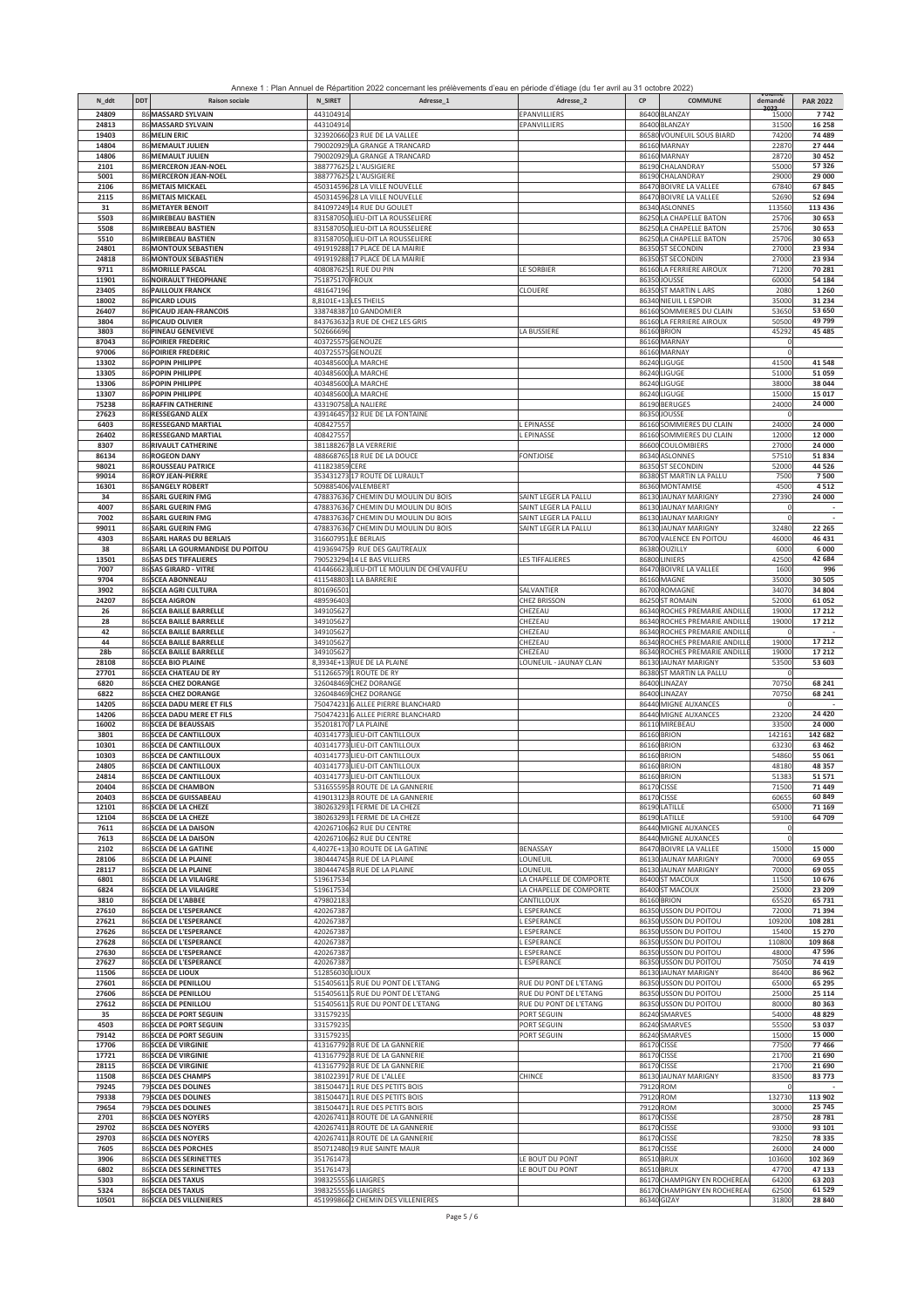Annexe 1 : Plan Annuel de Répartition 2022 concernant les prélèvements d'eau en période d'étiage (du 1er avril au 31 octobre 2022)

| N_ddt | DDT | Raison sociale | N_SIRET | Adresse_1 | Adresse_2 | CP | COMMUNE | Volume demandé 2022 | PAR 2022 |
|---|---|---|---|---|---|---|---|---|---|
| 24809 | 86 | MASSARD SYLVAIN | 443104914 | | EPANVILLIERS | 86400 | BLANZAY | 15000 | 7 742 |
| 24813 | 86 | MASSARD SYLVAIN | 443104914 | | EPANVILLIERS | 86400 | BLANZAY | 31500 | 16 258 |
| 19403 | 86 | MELIN ERIC | 323920660 | 23 RUE DE LA VALLEE | | 86580 | VOUNEUIL SOUS BIARD | 74200 | 74 489 |
| 14804 | 86 | MEMAULT JULIEN | 790020929 | LA GRANGE A TRANCARD | | 86160 | MARNAY | 22870 | 27 444 |
| 14806 | 86 | MEMAULT JULIEN | 790020929 | LA GRANGE A TRANCARD | | 86160 | MARNAY | 28720 | 30 452 |
| 2101 | 86 | MERCERON JEAN-NOEL | 388777625 | 2 L'AUSIGIERE | | 86190 | CHALANDRAY | 55000 | 57 326 |
| 5001 | 86 | MERCERON JEAN-NOEL | 388777625 | 2 L'AUSIGIERE | | 86190 | CHALANDRAY | 29000 | 29 000 |
| 2106 | 86 | METAIS MICKAEL | 450314596 | 28 LA VILLE NOUVELLE | | 86470 | BOIVRE LA VALLEE | 67840 | 67 845 |
| 2115 | 86 | METAIS MICKAEL | 450314596 | 28 LA VILLE NOUVELLE | | 86470 | BOIVRE LA VALLEE | 52690 | 52 694 |
| 31 | 86 | METAYER BENOIT | 841097249 | 14 RUE DU GOULET | | 86340 | ASLONNES | 113560 | 113 436 |
| 5503 | 86 | MIREBEAU BASTIEN | 831587050 | LIEU-DIT LA ROUSSELIERE | | 86250 | LA CHAPELLE BATON | 25706 | 30 653 |
| 5508 | 86 | MIREBEAU BASTIEN | 831587050 | LIEU-DIT LA ROUSSELIERE | | 86250 | LA CHAPELLE BATON | 25706 | 30 653 |
| 5510 | 86 | MIREBEAU BASTIEN | 831587050 | LIEU-DIT LA ROUSSELIERE | | 86250 | LA CHAPELLE BATON | 25706 | 30 653 |
| 24801 | 86 | MONTOUX SEBASTIEN | 491919288 | 17 PLACE DE LA MAIRIE | | 86350 | ST SECONDIN | 27000 | 23 934 |
| 24818 | 86 | MONTOUX SEBASTIEN | 491919288 | 17 PLACE DE LA MAIRIE | | 86350 | ST SECONDIN | 27000 | 23 934 |
| 9711 | 86 | MORILLE PASCAL | 408087625 | 1 RUE DU PIN | LE SORBIER | 86160 | LA FERRIERE AIROUX | 71200 | 70 281 |
| 11901 | 86 | NOIRAULT THEOPHANE | 751875170 | FROUX | | 86350 | JOUSSE | 60000 | 54 184 |
| 23405 | 86 | PAILLOUX FRANCK | 481647196 | | CLOUERE | 86350 | ST MARTIN L ARS | 2080 | 1 260 |
| 18002 | 86 | PICARD LOUIS | 8,8101E+13 | LES THEILS | | 86340 | NIEUIL L ESPOIR | 35000 | 31 234 |
| 26407 | 86 | PICAUD JEAN-FRANCOIS | 338748387 | 10 GANDOMIER | | 86160 | SOMMIERES DU CLAIN | 53650 | 53 650 |
| 3804 | 86 | PICAUD OLIVIER | 843763632 | 3 RUE DE CHEZ LES GRIS | | 86160 | LA FERRIERE AIROUX | 50500 | 49 799 |
| 3803 | 86 | PINEAU GENEVIEVE | 502666696 | | LA BUSSIERE | 86160 | BRION | 45292 | 45 485 |
| 87043 | 86 | POIRIER FREDERIC | 403725575 | GENOUZE | | 86160 | MARNAY | 0 | |
| 97006 | 86 | POIRIER FREDERIC | 403725575 | GENOUZE | | 86160 | MARNAY | 0 | |
| 13302 | 86 | POPIN PHILIPPE | 403485600 | LA MARCHE | | 86240 | LIGUGE | 41500 | 41 548 |
| 13305 | 86 | POPIN PHILIPPE | 403485600 | LA MARCHE | | 86240 | LIGUGE | 51000 | 51 059 |
| 13306 | 86 | POPIN PHILIPPE | 403485600 | LA MARCHE | | 86240 | LIGUGE | 38000 | 38 044 |
| 13307 | 86 | POPIN PHILIPPE | 403485600 | LA MARCHE | | 86240 | LIGUGE | 15000 | 15 017 |
| 75238 | 86 | RAFFIN CATHERINE | 433190758 | LA NALIERE | | 86190 | BERUGES | 24000 | 24 000 |
| 27623 | 86 | RESSEGAND ALEX | 439146457 | 32 RUE DE LA FONTAINE | | 86350 | JOUSSE | 0 | |
| 6403 | 86 | RESSEGAND MARTIAL | 408427557 | | L EPINASSE | 86160 | SOMMIERES DU CLAIN | 24000 | 24 000 |
| 26402 | 86 | RESSEGAND MARTIAL | 408427557 | | L EPINASSE | 86160 | SOMMIERES DU CLAIN | 12000 | 12 000 |
| 8307 | 86 | RIVAULT CATHERINE | 381188267 | 8 LA VERRERIE | | 86600 | COULOMBIERS | 27000 | 24 000 |
| 86134 | 86 | ROGEON DANY | 488668765 | 18 RUE DE LA DOUCE | FONTJOISE | 86340 | ASLONNES | 57510 | 51 834 |
| 98021 | 86 | ROUSSEAU PATRICE | 411823859 | CERE | | 86350 | ST SECONDIN | 52000 | 44 526 |
| 99014 | 86 | ROY JEAN-PIERRE | 353431273 | 17 ROUTE DE LURAULT | | 86380 | ST MARTIN LA PALLU | 7500 | 7 500 |
| 16301 | 86 | SANGELY ROBERT | 509885406 | VALEMBERT | | 86360 | MONTAMISE | 4500 | 4 512 |
| 34 | 86 | SARL GUERIN FMG | 478837636 | 7 CHEMIN DU MOULIN DU BOIS | SAINT LEGER LA PALLU | 86130 | JAUNAY MARIGNY | 27390 | 24 000 |
| 4007 | 86 | SARL GUERIN FMG | 478837636 | 7 CHEMIN DU MOULIN DU BOIS | SAINT LEGER LA PALLU | 86130 | JAUNAY MARIGNY | 0 | - |
| 7002 | 86 | SARL GUERIN FMG | 478837636 | 7 CHEMIN DU MOULIN DU BOIS | SAINT LEGER LA PALLU | 86130 | JAUNAY MARIGNY | 0 | - |
| 99011 | 86 | SARL GUERIN FMG | 478837636 | 7 CHEMIN DU MOULIN DU BOIS | SAINT LEGER LA PALLU | 86130 | JAUNAY MARIGNY | 32480 | 22 265 |
| 4303 | 86 | SARL HARAS DU BERLAIS | 316607951 | LE BERLAIS | | 86700 | VALENCE EN POITOU | 46000 | 46 431 |
| 38 | 86 | SARL LA GOURMANDISE DU POITOU | 419369475 | 9 RUE DES GAUTREAUX | | 86380 | OUZILLY | 6000 | 6 000 |
| 13501 | 86 | SAS DES TIFFALIERES | 790523294 | 14 LE BAS VILLIERS | LES TIFFALIERES | 86800 | LINIERS | 42500 | 42 684 |
| 7007 | 86 | SAS GIRARD - VITRE | 414466623 | LIEU-DIT LE MOULIN DE CHEVAUFEU | | 86470 | BOIVRE LA VALLEE | 1600 | 996 |
| 9704 | 86 | SCEA ABONNEAU | 411548803 | 1 LA BARRERIE | | 86160 | MAGNE | 35000 | 30 505 |
| 3902 | 86 | SCEA AGRI CULTURA | 801696501 | | SALVANTIER | 86700 | ROMAGNE | 34070 | 34 804 |
| 24207 | 86 | SCEA AIGRON | 489596403 | | CHEZ BRISSON | 86250 | ST ROMAIN | 52000 | 61 052 |
| 26 | 86 | SCEA BAILLE BARRELLE | 349105627 | | CHEZEAU | 86340 | ROCHES PREMARIE ANDILLE | 19000 | 17 212 |
| 28 | 86 | SCEA BAILLE BARRELLE | 349105627 | | CHEZEAU | 86340 | ROCHES PREMARIE ANDILLE | 19000 | 17 212 |
| 42 | 86 | SCEA BAILLE BARRELLE | 349105627 | | CHEZEAU | 86340 | ROCHES PREMARIE ANDILLE | 0 | - |
| 44 | 86 | SCEA BAILLE BARRELLE | 349105627 | | CHEZEAU | 86340 | ROCHES PREMARIE ANDILLE | 19000 | 17 212 |
| 28b | 86 | SCEA BAILLE BARRELLE | 349105627 | | CHEZEAU | 86340 | ROCHES PREMARIE ANDILLE | 19000 | 17 212 |
| 28108 | 86 | SCEA BIO PLAINE | 8,3934E+13 | RUE DE LA PLAINE | LOUNEUIL - JAUNAY CLAN | 86130 | JAUNAY MARIGNY | 53500 | 53 603 |
| 27701 | 86 | SCEA CHATEAU DE RY | 511266579 | 1 ROUTE DE RY | | 86380 | ST MARTIN LA PALLU | 0 | |
| 6820 | 86 | SCEA CHEZ DORANGE | 326048469 | CHEZ DORANGE | | 86400 | LINAZAY | 70750 | 68 241 |
| 6822 | 86 | SCEA CHEZ DORANGE | 326048469 | CHEZ DORANGE | | 86400 | LINAZAY | 70750 | 68 241 |
| 14205 | 86 | SCEA DADU MERE ET FILS | 750474231 | 6 ALLEE PIERRE BLANCHARD | | 86440 | MIGNE AUXANCES | 0 | - |
| 14206 | 86 | SCEA DADU MERE ET FILS | 750474231 | 6 ALLEE PIERRE BLANCHARD | | 86440 | MIGNE AUXANCES | 23200 | 24 420 |
| 16002 | 86 | SCEA DE BEAUSSAIS | 352018170 | 7 LA PLAINE | | 86110 | MIREBEAU | 33500 | 24 000 |
| 3801 | 86 | SCEA DE CANTILLOUX | 403141773 | LIEU-DIT CANTILLOUX | | 86160 | BRION | 142161 | 142 682 |
| 10301 | 86 | SCEA DE CANTILLOUX | 403141773 | LIEU-DIT CANTILLOUX | | 86160 | BRION | 63230 | 63 462 |
| 10303 | 86 | SCEA DE CANTILLOUX | 403141773 | LIEU-DIT CANTILLOUX | | 86160 | BRION | 54860 | 55 061 |
| 24805 | 86 | SCEA DE CANTILLOUX | 403141773 | LIEU-DIT CANTILLOUX | | 86160 | BRION | 48180 | 48 357 |
| 24814 | 86 | SCEA DE CANTILLOUX | 403141773 | LIEU-DIT CANTILLOUX | | 86160 | BRION | 51383 | 51 571 |
| 20404 | 86 | SCEA DE CHAMBON | 531655595 | 8 ROUTE DE LA GANNERIE | | 86170 | CISSE | 71500 | 71 449 |
| 20403 | 86 | SCEA DE GUISSABEAU | 419013123 | 8 ROUTE DE LA GANNERIE | | 86170 | CISSE | 60655 | 60 849 |
| 12101 | 86 | SCEA DE LA CHEZE | 380263293 | 1 FERME DE LA CHEZE | | 86190 | LATILLE | 65000 | 71 169 |
| 12104 | 86 | SCEA DE LA CHEZE | 380263293 | 1 FERME DE LA CHEZE | | 86190 | LATILLE | 59100 | 64 709 |
| 7611 | 86 | SCEA DE LA DAISON | 420267106 | 62 RUE DU CENTRE | | 86440 | MIGNE AUXANCES | 0 | |
| 7613 | 86 | SCEA DE LA DAISON | 420267106 | 62 RUE DU CENTRE | | 86440 | MIGNE AUXANCES | 0 | |
| 2102 | 86 | SCEA DE LA GATINE | 4,4027E+13 | 30 ROUTE DE LA GATINE | BENASSAY | 86470 | BOIVRE LA VALLEE | 15000 | 15 000 |
| 28106 | 86 | SCEA DE LA PLAINE | 380444745 | 8 RUE DE LA PLAINE | LOUNEUIL | 86130 | JAUNAY MARIGNY | 70000 | 69 055 |
| 28117 | 86 | SCEA DE LA PLAINE | 380444745 | 8 RUE DE LA PLAINE | LOUNEUIL | 86130 | JAUNAY MARIGNY | 70000 | 69 055 |
| 6801 | 86 | SCEA DE LA VILAIGRE | 519617534 | | LA CHAPELLE DE COMPORTE | 86400 | ST MACOUX | 11500 | 10 676 |
| 6824 | 86 | SCEA DE LA VILAIGRE | 519617534 | | LA CHAPELLE DE COMPORTE | 86400 | ST MACOUX | 25000 | 23 209 |
| 3810 | 86 | SCEA DE L'ABBEE | 479802183 | | CANTILLOUX | 86160 | BRION | 65520 | 65 731 |
| 27610 | 86 | SCEA DE L'ESPERANCE | 420267387 | | L ESPERANCE | 86350 | USSON DU POITOU | 72000 | 71 394 |
| 27621 | 86 | SCEA DE L'ESPERANCE | 420267387 | | L ESPERANCE | 86350 | USSON DU POITOU | 109200 | 108 281 |
| 27626 | 86 | SCEA DE L'ESPERANCE | 420267387 | | L ESPERANCE | 86350 | USSON DU POITOU | 15400 | 15 270 |
| 27628 | 86 | SCEA DE L'ESPERANCE | 420267387 | | L ESPERANCE | 86350 | USSON DU POITOU | 110800 | 109 868 |
| 27630 | 86 | SCEA DE L'ESPERANCE | 420267387 | | L ESPERANCE | 86350 | USSON DU POITOU | 48000 | 47 596 |
| 27627 | 86 | SCEA DE L'ESPERANCE | 420267387 | | L ESPERANCE | 86350 | USSON DU POITOU | 75050 | 74 419 |
| 11506 | 86 | SCEA DE LIOUX | 512856030 | LIOUX | | 86130 | JAUNAY MARIGNY | 86400 | 86 962 |
| 27601 | 86 | SCEA DE PENILLOU | 515405611 | 5 RUE DU PONT DE L'ETANG | RUE DU PONT DE L'ETANG | 86350 | USSON DU POITOU | 65000 | 65 295 |
| 27606 | 86 | SCEA DE PENILLOU | 515405611 | 5 RUE DU PONT DE L'ETANG | RUE DU PONT DE L'ETANG | 86350 | USSON DU POITOU | 25000 | 25 114 |
| 27612 | 86 | SCEA DE PENILLOU | 515405611 | 5 RUE DU PONT DE L'ETANG | RUE DU PONT DE L'ETANG | 86350 | USSON DU POITOU | 80000 | 80 363 |
| 35 | 86 | SCEA DE PORT SEGUIN | 331579235 | | PORT SEGUIN | 86240 | SMARVES | 54000 | 48 829 |
| 4503 | 86 | SCEA DE PORT SEGUIN | 331579235 | | PORT SEGUIN | 86240 | SMARVES | 55500 | 53 037 |
| 79142 | 86 | SCEA DE PORT SEGUIN | 331579235 | | PORT SEGUIN | 86240 | SMARVES | 15000 | 15 000 |
| 17706 | 86 | SCEA DE VIRGINIE | 413167792 | 8 RUE DE LA GANNERIE | | 86170 | CISSE | 77500 | 77 466 |
| 17721 | 86 | SCEA DE VIRGINIE | 413167792 | 8 RUE DE LA GANNERIE | | 86170 | CISSE | 21700 | 21 690 |
| 28115 | 86 | SCEA DE VIRGINIE | 413167792 | 8 RUE DE LA GANNERIE | | 86170 | CISSE | 21700 | 21 690 |
| 11508 | 86 | SCEA DES CHAMPS | 381022391 | 7 RUE DE L'ALLEE | CHINCE | 86130 | JAUNAY MARIGNY | 83500 | 83 773 |
| 79245 | 79 | SCEA DES DOLINES | 381504471 | 1 RUE DES PETITS BOIS | | 79120 | ROM | 0 | - |
| 79338 | 79 | SCEA DES DOLINES | 381504471 | 1 RUE DES PETITS BOIS | | 79120 | ROM | 132730 | 113 902 |
| 79654 | 79 | SCEA DES DOLINES | 381504471 | 1 RUE DES PETITS BOIS | | 79120 | ROM | 30000 | 25 745 |
| 2701 | 86 | SCEA DES NOYERS | 420267411 | 8 ROUTE DE LA GANNERIE | | 86170 | CISSE | 28750 | 28 781 |
| 29702 | 86 | SCEA DES NOYERS | 420267411 | 8 ROUTE DE LA GANNERIE | | 86170 | CISSE | 93000 | 93 101 |
| 29703 | 86 | SCEA DES NOYERS | 420267411 | 8 ROUTE DE LA GANNERIE | | 86170 | CISSE | 78250 | 78 335 |
| 7605 | 86 | SCEA DES PORCHES | 850712480 | 19 RUE SAINTE MAUR | | 86170 | CISSE | 26000 | 24 000 |
| 3906 | 86 | SCEA DES SERINETTES | 351761473 | | LE BOUT DU PONT | 86510 | BRUX | 103600 | 102 369 |
| 6802 | 86 | SCEA DES SERINETTES | 351761473 | | LE BOUT DU PONT | 86510 | BRUX | 47700 | 47 133 |
| 5303 | 86 | SCEA DES TAXUS | 398325555 | 6 LIAIGRES | | 86170 | CHAMPIGNY EN ROCHEREAU | 64200 | 63 203 |
| 5324 | 86 | SCEA DES TAXUS | 398325555 | 6 LIAIGRES | | 86170 | CHAMPIGNY EN ROCHEREAU | 62500 | 61 529 |
| 10501 | 86 | SCEA DES VILLENIERES | 451999866 | 2 CHEMIN DES VILLENIERES | | 86340 | GIZAY | 31800 | 28 840 |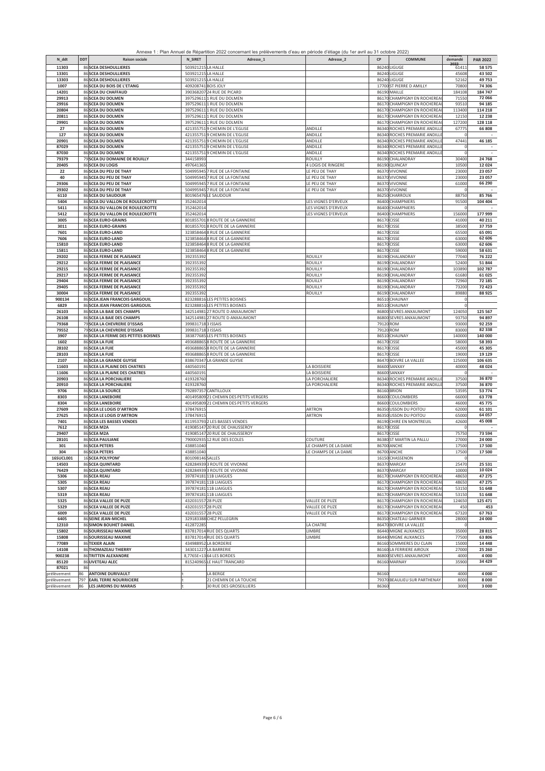Annexe 1 : Plan Annuel de Répartition 2022 concernant les prélèvements d'eau en période d'étiage (du 1er avril au 31 octobre 2022)

| N_ddt | DDT | Raison sociale | N_SIRET | Adresse_1 | Adresse_2 | CP | COMMUNE | Volume demandé 2022 | PAR 2022 |
|---|---|---|---|---|---|---|---|---|---|
| 11303 | 86 | SCEA DESHOULLIERES | 503921215 | LA HALLE | | 86240 | LIGUGE | 61411 | 58 575 |
| 13301 | 86 | SCEA DESHOULLIERES | 503921215 | LA HALLE | | 86240 | LIGUGE | 45608 | 43 502 |
| 13303 | 86 | SCEA DESHOULLIERES | 503921215 | LA HALLE | | 86240 | LIGUGE | 52162 | 49 753 |
| 1007 | 86 | SCEA DU BOIS DE L'ETANG | 409208741 | BOIS JOLY | | 17700 | ST PIERRE D AMILLY | 70800 | 74 306 |
| 14201 | 86 | SCEA DU CHAFFAUD | 390368207 | 24 RUE DE PICARD | | 86190 | MAILLE | 184108 | 184 747 |
| 29913 | 86 | SCEA DU DOLMEN | 397529611 | 1 RUE DU DOLMEN | | 86170 | CHAMPIGNY EN ROCHEREA | 71550 | 72 066 |
| 29916 | 86 | SCEA DU DOLMEN | 397529611 | 1 RUE DU DOLMEN | | 86170 | CHAMPIGNY EN ROCHEREA | 93510 | 94 185 |
| 20804 | 86 | SCEA DU DOLMEN | 397529611 | 1 RUE DU DOLMEN | | 86170 | CHAMPIGNY EN ROCHEREA | 113400 | 114 218 |
| 20811 | 86 | SCEA DU DOLMEN | 397529611 | 1 RUE DU DOLMEN | | 86170 | CHAMPIGNY EN ROCHEREA | 12150 | 12 238 |
| 29901 | 86 | SCEA DU DOLMEN | 397529611 | 1 RUE DU DOLMEN | | 86170 | CHAMPIGNY EN ROCHEREA | 127200 | 128 118 |
| 27 | 86 | SCEA DU DOLMEN | 421355751 | 9 CHEMIN DE L'EGLISE | ANDILLE | 86340 | ROCHES PREMARIE ANDILLE | 67775 | 66 808 |
| 127 | 86 | SCEA DU DOLMEN | 421355751 | 9 CHEMIN DE L'EGLISE | ANDILLE | 86340 | ROCHES PREMARIE ANDILLE | 0 | - |
| 20901 | 86 | SCEA DU DOLMEN | 421355751 | 9 CHEMIN DE L'EGLISE | ANDILLE | 86340 | ROCHES PREMARIE ANDILLE | 47441 | 46 185 |
| 87029 | 86 | SCEA DU DOLMEN | 421355751 | 9 CHEMIN DE L'EGLISE | ANDILLE | 86340 | ROCHES PREMARIE ANDILLE | 0 | - |
| 87030 | 86 | SCEA DU DOLMEN | 421355751 | 9 CHEMIN DE L'EGLISE | ANDILLE | 86340 | ROCHES PREMARIE ANDILLE | 0 | - |
| 79379 | 79 | SCEA DU DOMAINE DE ROUILLY | 344158993 | | ROUILLY | 86190 | CHALANDRAY | 30400 | 24 768 |
| 20405 | 86 | SCEA DU LOGIS | 497641365 | | 4 LOGIS DE RINGERE | 86190 | QUINCAY | 10500 | 12 024 |
| 22 | 86 | SCEA DU PEU DE THAY | 504995945 | 7 RUE DE LA FONTAINE | LE PEU DE THAY | 86370 | VIVONNE | 23000 | 23 057 |
| 40 | 86 | SCEA DU PEU DE THAY | 504995945 | 7 RUE DE LA FONTAINE | LE PEU DE THAY | 86370 | VIVONNE | 23000 | 23 057 |
| 29306 | 86 | SCEA DU PEU DE THAY | 504995945 | 7 RUE DE LA FONTAINE | LE PEU DE THAY | 86370 | VIVONNE | 61000 | 66 290 |
| 29302 | 86 | SCEA DU PEU DE THAY | 504995945 | 7 RUE DE LA FONTAINE | LE PEU DE THAY | 86370 | VIVONNE | 0 | - |
| 6110 | 86 | SCEA DU SAUDOUR | 801965476 | LE SAUDOUR | | 86250 | CHARROUX | 88750 | 85 766 |
| 5404 | 86 | SCEA DU VALLON DE ROULECROTTE | 352462014 | | LES VIGNES D'ERVEUX | 86400 | CHAMPNIERS | 91500 | 104 404 |
| 5411 | 86 | SCEA DU VALLON DE ROULECROTTE | 352462014 | | LES VIGNES D'ERVEUX | 86400 | CHAMPNIERS | 0 | - |
| 5412 | 86 | SCEA DU VALLON DE ROULECROTTE | 352462014 | | LES VIGNES D'ERVEUX | 86400 | CHAMPNIERS | 156000 | 177 999 |
| 3005 | 86 | SCEA EURO-GRAINS | 801855701 | 8 ROUTE DE LA GANNERIE | | 86170 | CISSE | 41000 | 40 211 |
| 3011 | 86 | SCEA EURO-GRAINS | 801855701 | 8 ROUTE DE LA GANNERIE | | 86170 | CISSE | 38500 | 37 759 |
| 7601 | 86 | SCEA EURO-LAND | 323858464 | 8 RUE DE LA GANNERIE | | 86170 | CISSE | 63000 | 65 091 |
| 7606 | 86 | SCEA EURO-LAND | 323858464 | 8 RUE DE LA GANNERIE | | 86170 | CISSE | 63000 | 62 606 |
| 15810 | 86 | SCEA EURO-LAND | 323858464 | 8 RUE DE LA GANNERIE | | 86170 | CISSE | 63000 | 62 606 |
| 15811 | 86 | SCEA EURO-LAND | 323858464 | 8 RUE DE LA GANNERIE | | 86170 | CISSE | 59000 | 58 631 |
| 29202 | 86 | SCEA FERME DE PLAISANCE | 392355392 | | ROUILLY | 86190 | CHALANDRAY | 77040 | 76 222 |
| 29212 | 86 | SCEA FERME DE PLAISANCE | 392355392 | | ROUILLY | 86190 | CHALANDRAY | 52400 | 51 844 |
| 29215 | 86 | SCEA FERME DE PLAISANCE | 392355392 | | ROUILLY | 86190 | CHALANDRAY | 103890 | 102 787 |
| 29217 | 86 | SCEA FERME DE PLAISANCE | 392355392 | | ROUILLY | 86190 | CHALANDRAY | 61680 | 61 025 |
| 29404 | 86 | SCEA FERME DE PLAISANCE | 392355392 | | ROUILLY | 86190 | CHALANDRAY | 72960 | 72 185 |
| 29405 | 86 | SCEA FERME DE PLAISANCE | 392355392 | | ROUILLY | 86190 | CHALANDRAY | 73200 | 72 423 |
| 30004 | 86 | SCEA FERME DE PLAISANCE | 392355392 | | ROUILLY | 86190 | CHALANDRAY | 89880 | 88 925 |
| 900134 | 86 | SCEA JEAN FRANCOIS GARGOUIL | 823288816 | LES PETITES BOISNES | | 86510 | CHAUNAY | 0 | |
| 6829 | 86 | SCEA JEAN FRANCOIS GARGOUIL | 823288816 | LES PETITES BOISNES | | 86510 | CHAUNAY | 0 | |
| 26103 | 86 | SCEA LA BAIE DES CHAMPS | 342514981 | 27 ROUTE D ANXAUMONT | | 86800 | SEVRES ANXAUMONT | 124050 | 125 567 |
| 26108 | 86 | SCEA LA BAIE DES CHAMPS | 342514981 | 27 ROUTE D ANXAUMONT | | 86800 | SEVRES ANXAUMONT | 93750 | 94 897 |
| 79368 | 79 | SCEA LA CHEVRERIE D'ISSAIS | 399831718 | 3 ISSAIS | | 79120 | ROM | 93000 | 92 259 |
| 79552 | 79 | SCEA LA CHEVRERIE D'ISSAIS | 399831718 | 3 ISSAIS | | 79120 | ROM | 83000 | 82 338 |
| 3907 | 86 | SCEA LA FERME DES PETITES BOISNES | 383877685 | LES PETITES BOISNES | | 86510 | CHAUNAY | 140000 | 140 000 |
| 1602 | 86 | SCEA LA FUIE | 493688865 | 8 ROUTE DE LA GANNERIE | | 86170 | CISSE | 58000 | 58 393 |
| 28102 | 86 | SCEA LA FUIE | 493688865 | 8 ROUTE DE LA GANNERIE | | 86170 | CISSE | 45000 | 45 305 |
| 28103 | 86 | SCEA LA FUIE | 493688865 | 8 ROUTE DE LA GANNERIE | | 86170 | CISSE | 19000 | 19 129 |
| 2107 | 86 | SCEA LA GRANDE GUYSIE | 838670347 | LA GRANDE GUYSIE | | 86470 | BOIVRE LA VALLEE | 125000 | 106 635 |
| 11603 | 86 | SCEA LA PLAINE DES CHATRES | 440560191 | | LA BOISSIERE | 86600 | SANXAY | 40000 | 48 024 |
| 11606 | 86 | SCEA LA PLAINE DES CHATRES | 440560191 | | LA BOISSIERE | 86600 | SANXAY | 0 | - |
| 20903 | 86 | SCEA LA PORCHALIERE | 419328760 | | LA PORCHALIERE | 86340 | ROCHES PREMARIE ANDILLE | 37500 | 36 870 |
| 20910 | 86 | SCEA LA PORCHALIERE | 419328760 | | LA PORCHALIERE | 86340 | ROCHES PREMARIE ANDILLE | 37500 | 36 870 |
| 9706 | 86 | SCEA LA SOURCE | 792897357 | CANTILLOUX | | 86160 | BRION | 53595 | 53 774 |
| 8303 | 86 | SCEA LANEBOIRE | 401495809 | 21 CHEMIN DES PETITS VERGERS | | 86600 | COULOMBIERS | 66000 | 63 778 |
| 8304 | 86 | SCEA LANEBOIRE | 401495809 | 21 CHEMIN DES PETITS VERGERS | | 86600 | COULOMBIERS | 46000 | 45 775 |
| 27609 | 86 | SCEA LE LOGIS D'ARTRON | 378476915 | | ARTRON | 86350 | USSON DU POITOU | 62000 | 61 101 |
| 27625 | 86 | SCEA LE LOGIS D'ARTRON | 378476915 | | ARTRON | 86350 | USSON DU POITOU | 65000 | 64 057 |
| 7401 | 86 | SCEA LES BASSES VENDES | 811953793 | 2 LES BASSES VENDES | | 86190 | CHIRE EN MONTREUIL | 42600 | 45 008 |
| 7612 | 86 | SCEA M2A | 419085147 | 20 RUE DE CHAUSSEROY | | 86170 | CISSE | 0 | - |
| 29407 | 86 | SCEA M2A | 419085147 | 20 RUE DE CHAUSSEROY | | 86170 | CISSE | 75750 | 73 594 |
| 28101 | 86 | SCEA PAULIANE | 790002935 | 12 RUE DES ECOLES | COUTURE | 86380 | ST MARTIN LA PALLU | 27000 | 24 000 |
| 301 | 86 | SCEA PETERS | 438851040 | | LE CHAMPS DE LA DAME | 86700 | ANCHE | 17500 | 17 500 |
| 304 | 86 | SCEA PETERS | 438851040 | | LE CHAMPS DE LA DAME | 86700 | ANCHE | 17500 | 17 500 |
| 16SUCL001 | 16 | SCEA POLYPOM' | 801098146 | SALLES | | 16150 | CHASSENON | 0 | |
| 14503 | 86 | SCEA QUINTARD | 428284939 | 3 ROUTE DE VIVONNE | | 86370 | MARCAY | 25470 | 25 531 |
| 76429 | 86 | SCEA QUINTARD | 428284939 | 3 ROUTE DE VIVONNE | | 86370 | MARCAY | 10000 | 10 024 |
| 5306 | 86 | SCEA REAU | 397874181 | 11B LIAIGUES | | 86170 | CHAMPIGNY EN ROCHEREA | 48650 | 47 275 |
| 5305 | 86 | SCEA REAU | 397874181 | 11B LIAIGUES | | 86170 | CHAMPIGNY EN ROCHEREA | 48650 | 47 275 |
| 5307 | 86 | SCEA REAU | 397874181 | 11B LIAIGUES | | 86170 | CHAMPIGNY EN ROCHEREA | 53150 | 51 648 |
| 5319 | 86 | SCEA REAU | 397874181 | 11B LIAIGUES | | 86170 | CHAMPIGNY EN ROCHEREA | 53150 | 51 648 |
| 5325 | 86 | SCEA VALLEE DE PUZE | 432031557 | 28 PUZE | VALLEE DE PUZE | 86170 | CHAMPIGNY EN ROCHEREA | 124650 | 125 471 |
| 5329 | 86 | SCEA VALLEE DE PUZE | 432031557 | 28 PUZE | VALLEE DE PUZE | 86170 | CHAMPIGNY EN ROCHEREA | 450 | 453 |
| 6009 | 86 | SCEA VALLEE DE PUZE | 432031557 | 28 PUZE | VALLEE DE PUZE | 86170 | CHAMPIGNY EN ROCHEREA | 67320 | 67 763 |
| 6405 | 86 | SEINE JEAN-MICHEL | 329183388 | CHEZ PELLEGRIN | | 86350 | CHATEAU GARNIER | 28000 | 24 000 |
| 12310 | 86 | SIMON BOUHET DANIEL | 412872285 | | LA CHATRE | 86470 | BOIVRE LA VALLEE | 0 | |
| 15802 | 86 | SOURISSEAU MAXIME | 837817014 | RUE DES QUARTS | LIMBRE | 86440 | MIGNE AUXANCES | 35000 | 28 815 |
| 15808 | 86 | SOURISSEAU MAXIME | 837817014 | RUE DES QUARTS | LIMBRE | 86440 | MIGNE AUXANCES | 77500 | 63 806 |
| 77089 | 86 | TEXIER ALAIN | 434988952 | LA BORDERIE | | 86160 | SOMMIERES DU CLAIN | 15000 | 14 448 |
| 14108 | 86 | THOMAZEAU THIERRY | 343011227 | LA BARRERIE | | 86160 | LA FERRIERE AIROUX | 27000 | 25 260 |
| 900238 | 86 | TRITTEN ALEXANDRE | 8,7765E+13 | 64 LES BORDES | | 86800 | SEVRES ANXAUMONT | 4000 | 4 000 |
| 85120 | 86 | UVETEAU ALEC | 815240965 | LE HAUT TRANCARD | | 86160 | MARNAY | 35900 | 34 429 |
| 87021 | 86 | | | | | | | | |
| prélèvement | 86 | ANTOINE DURIVAULT | t | LA BERGE | | 86160 | | 4000 | 4 000 |
| prélèvement | 79? | EARL TERRE NOURRICIERE | t | 21 CHEMIN DE LA TOUCHE | | 79370 | BEAULIEU SUR PARTHENAY | 8000 | 8 000 |
| prélèvement | 86 | LES JARDINS DU MARAIS | t | 30 RUE DES GROSEILLIERS | | 86360 | | 3000 | 3 000 |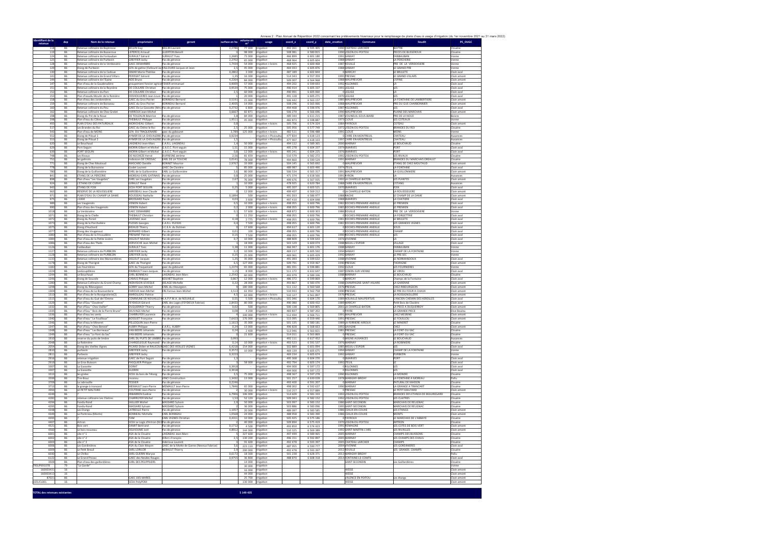Annexe 2 : Plan Annuel de Répartition 2022 concernant les prélèvements hivernaux pour le remplissage de plans d'eau à usage d'irrigation (du 1er novembre 2021 au 31 mars 2022)

| Identifiant de la retenue | dep | Nom de la retenue | propriétaire | gérant | surface en ha | volume en m³ | usage | coord_x | coord_y | date_creation | Commune | lieudit | PE_OUGC |
|---|---|---|---|---|---|---|---|---|---|---|---|---|---|
| 118 | 86 | Retenue collinaire de Baptresse | BELLIN Guy | BELLIN Laurent | 2,2788 | 77 000 | Irrigation | 492 261 | 6 595 405 | 1990 | CHATEAU-LARCHER | BAPTRE | Clouère |
| 119 | 86 | Retenue collinaire de Bussereuse | LEPERCQ Arnaud | GUERTON Benoît | 3 | 98 000 | Irrigation | 508 981 | 6 580 815 | 1990 | LUSSON-DU-POITOU | PIECES DE BUSSEROUX | Clouère |
| 124 | 86 | Retenue collinaire de Fontauban | GURAULT Gérard | GURAULT Yves | 2,2685 | 73 000 | Irrigation | 466 899 | 6 601 180 | 1991 | SANXAY | FANBAUBAN | Vonne |
| 125 | 86 | Retenue collinaire de Purbezin | GREFFIER Jacky | Pas de gérance | 2,2702 | 65 000 | Irrigation | 468 964 | 6 605 604 | 1988 | SANXAY | LA PERCHERIE | Vonne |
| 128 | 86 | Retenue collinaire de la Verdoisière | GAEC DEMARBRE | Pas de gérance | 1,7434 | 54 000 | Irrigation + loisirs | 468 925 | 6 600 468 | 1987 | ROUILLE | PRE DE LA VERDOISIERE | Vonne |
| 129 | 86 | Etang de Purbezin | GFA de gatine (Falloux) (ex FALLOURD Jacques et Jean | | 2,5 | 45 000 | Irrigation | 469 053 | 6 605 876 | 1988 | SANXAY | LE GRAND PRE | Vonne |
| 130 | 86 | Retenue collinaire de la Cadoue | SIMAR Marie-Thérèse | Pas de gérance | 0,2802 | 3 300 | Irrigation | 487 189 | 6 602 844 | 0 | MARCAY | LE BRULLE | Clain aval |
| 141 | 86 | Retenue collinaire de Grand Villars | PERISSAT Gérard | Pas de gérance | 1,35 | 16 300 | Irrigation | 514 343 | 6 557 359 | 1999 | PRESSAC | LE GRAND-VILLARS | Clain amont |
| 144 | 86 | Retenue collinaire de l'Epine | NOE Bruno | Pas de gérance | 4,2264 | 84 000 | Irrigation | 509 007 | 6 564 968 | 1988 | MAUPREVOIR | L'EPINE | Clain amont |
| 147 | 86 | Plan d'eau de la Gaudenaière | groupement foncier agricole | DIDIER emmanuel | 0,9009 | 57 000 | Irrigation | 494 202 | 6 599 693 | 1992 | ASLONNES | LA | Clain aval |
| 151 | 86 | Retenue collinaire de la Reynière | DE COULARE Christian | Pas de gérance | 0,9534 | 75 000 | Irrigation | 490 914 | 6 605 337 | 1991 | LIGUGE | LES | Clain aval |
| 152 | 86 | Retenue collinaire du Parc | DE COULARE Christian | Pas de gérance | 2,5 | 60 000 | Irrigation | 490 991 | 6 605 060 | 0 | LIGUGE | LA | Clain aval |
| 153 | 86 | Plan d'eau du Moulin de la Reinière | DESHOULIERES Jean-Louis | Pas de gérance | 1 | 20 000 | Irrigation | 491 128 | 6 605 271 | 1970 | LIGUGE | LES | Clain aval |
| 158 | 86 | Plan d'eau des Jardonnières | GAEC du Gros Porrier | BONNEAU Bernard | 0,5197 | 15 000 | Irrigation | 506 442 | 6 563 157 | 1985 | MAUPREVOIR | LA FONTAINE DE LAMBERTIERE | Clain amont |
| 159 | 86 | Retenue collinaire de Boisseau | GAEC du Gros Porrier | BONNEAU Bernard | 2,4005 | 14 000 | Irrigation | 508 296 | 6 565 066 | 1988 | MAUPREVOIR | PRE DU GUE CHARBONNIER | Clain amont |
| 160 | 86 | Retenue collinaire du Peu | GAEC De La Gassotte (Mrs | Pas de gérance | 0,2732 | 6 800 | Irrigation | 494 468 | 6 596 976 | 1987 | ASLONNES | LES | Clain aval |
| 162 | 86 | Retenue collinaire de Chez Grelet | FARROUX Jean-Michel | Pas de gérance | 3,6667 | 82 871 | Irrigation | 505 270 | 6 566 696 | 1996 | MAUPREVOIR | PLAINE DES MARCHAIS | Clain amont |
| 198 | 86 | Etang du Pré de la Noue | DE TOUZALIN Béatrice | Pas de gérance | 3,8 | 84 000 | Irrigation | 489 344 | 6 611 215 | 1987 | VOUNEUIL-SOUS-BIARD | PRE DE LA NOUE | Boivre |
| 298 | 86 | Plan d'eau du Côteau | THIEBAULT Philippe | Pas de gérance | 1,9511 | 45 000 | Irrigation | 482 873 | 6 598 887 | 1973 | CLOUE | LES COTEAUX | Vonne |
| 491 | 86 | PLAN D'EAU DES PATUREAUX | MORICHEAU Gilbert | Pas de gérance | 0,8 | | Irrigation + loisirs | 505 706 | 6 574 324 | 1984 | PAYROUX | COTEAU | Clain amont |
| 517 | 86 | Les Brandes du Roi | GAEC du Chêne le Roi | Pas de gérance | 2,5 | 25 000 | Irrigation | 505 956 | 6 577 749 | 1972 | USSON-DU-POITOU | BRANDES DU ROI | Clouère |
| 543 | 86 | Plan d'eau de MONS | GFA DU TRAQUENARD | gaec du gobouret | 2,789 | 125 000 | Irrigation + loisirs | 482 511 | 6 596 488 | 1991 | CLOUE | MONS | Vonne |
| 552 | 86 | Etang de Pilouit 1 | AYMER DE LA CHEVALERIE | Pas de gérance | 0,9234 | | Irrigation + Pisciculture | 477 834 | 6 618 123 | 0 | CHIRE-EN-MONTREUIL | CHATEAU | Auxances |
| 553 | 86 | Etang de Pilouit 2 | AYMER DE LA CHEVALERIE | Pas de gérance | 1,5 | | Irrigation + Pisciculture | 477 907 | 6 618 103 | 1997 | CHIRE-EN-MONTREUIL | CHATEAU | Auxances |
| 620 | 86 | Le Bouchaud | LAIGNEAU Jean-Marc | E.A.R.L. LAIGNEAU | 1,4 | 50 000 | Irrigation | 494 112 | 6 589 365 | 2000 | MARNAY | LE BOUCHAUD | Clouère |
| 629 | 86 | Port-Seguin | MORIN Gilbert et Michel | G.A.E.C. Port seguin | 1,51 | 15 000 | Irrigation | 495 278 | 6 604 337 | 1976 | AVARVES | PORT | Clain aval |
| 639 | 86 | PORT SEGUIN | MORIN Gilbert et Michel | G.A.E.C. Port seguin | 0,8 | 12 000 | Irrigation + loisirs | 495 241 | 6 604 225 | 1976 | AVARVES | PORT | Clain aval |
| 748 | 86 | Les Rivaux | DE NUCHEZE Hervé | DUFRESNE Jérôme | 2,56 | 81 659 | Irrigation | 510 579 | 6 582 272 | 1992 | USSON-DU-POITOU | LES RIVAUX | Clouère |
| 752 | 86 | les gelinots | Indivision DE CRESSAC | EARL DE LA TOUCHE | 3,0141 | 79 000 | Irrigation | 494 860 | 6 590 529 | 1991 | MARNAY | BRANDES DU MARCHAIS DREAULT | Clouère |
| 771 | 86 | Etang de Chez Moutaud | MASCARO Daniele | BONNET Maurice | 2,9757 | 33 000 | Irrigation | 504 145 | 6 565 692 | 0 | MAUPREVOIR | ETANG DE CHEZ-MOUTAUD | Clain amont |
| 778 | 86 | Etang de la Buissonne | Godet Laurent | GAEC De Clavière | 5 | 85 000 | Irrigation | 489 987 | 6 603 490 | 1974 | TEUIL | LA FONTAINE | Clain aval |
| 780 | 86 | Etang de la Guillonnière | EARL de la Guillonnière | EARL La Guillonnière | 2,6 | 80 000 | Irrigation | 506 534 | 6 565 317 | 1991 | MAUPREVOIR | LA GUILLONNIERE | Clain amont |
| 841 | 86 | ETANG DE LA PERCERIE | MOREAU-EARL-GATINAIS | Pas de gérance | 0,8 | 25 000 | Irrigation | 471 374 | 6 618 566 | 1991 | AYRON | LA | Auxances |
| 898 | 86 | Plan d'eau "Les Vaugelais" | EARL Les Vaugelais | Pas de gérance | 2,67 | 76 000 | Irrigation | 499 676 | 6 567 935 | 1992 | LA CHAPELLE-BATON | LES PLANTES | Clain amont |
| 926 | 86 | L'ETANG DE CIVRAY | GIRAULT René | Pas de gérance | 1 | 10 000 | Irrigation | 478 925 | 6 620 784 | 1986 | CHIRE-EN-MONTREUIL | L'ETANG | Auxances |
| 943 | 86 | ETANG DE FOIX | SCEA PORT SEGUIN | Pas de gérance | 0,25 | 5 000 | Irrigation | 495 107 | 6 603 521 | 1976 | AVARVES | FOIX | Clain aval |
| 965 | 86 | RESERVE DE LA ROUSSELIERE | MREBEAU Jean Claude | Pas de gérance | 0 | 12 000 | Irrigation | 499 407 | 6 569 212 | 0 | LA CHAPELLE-BATON | LA ROUSSELIERE | Clain amont |
| 971 | 86 | PLAN D'EAU DU CHAMP LA DAME | ROUSSEAU Nathalie | Pas de gérance | 0,1894 | 500 | Irrigation | 491 033 | 6 586 977 | 1988 | NACHE | LE CHAMP DE LA DAME | Clain amont |
| 975 | 86 | r1000 | BROSSARD Paule | Pas de gérance | 0,03 | 3 600 | Irrigation | 497 410 | 6 604 698 | 1988 | AVARVES | LA CHATIERE | Clain aval |
| 989 | 86 | Les Vaugenots | VENIEN Hubert | Pas de gérance | 0,5 | 10 000 | Irrigation + loisirs | 498 065 | 6 600 796 | 1982 | ROCHES-PREMARIE-ANDILLE | LE PREMIEN | Clain aval |
| 990 | 86 | Plan d'eau des Vaugenots | VENIEN Hubert | Pas de gérance | 0,2 | 2 000 | Irrigation + loisirs | 498 065 | 6 600 796 | 1982 | ROCHES-PREMARIE-ANDILLE | LE PREMIEN | Clain aval |
| 1018 | 86 | La Verdoisière | GAEC DEMARBRE | Pas de gérance | 0,3 | 57 600 | Irrigation + loisirs | 468 872 | 6 600 303 | 1986 | ROUILLE | PRE DE LA VERDOISIERE | Vonne |
| 1071 | 86 | Etang de la Clielle | THIEBAULT Christian | Pas de gérance | 0 | 11 250 | Irrigation | 498 065 | 6 600 796 | 0 | ROCHES-PREMARIE-ANDILLE | LA FORGETTRIE | Clain aval |
| 1072 | 86 | Etang du Poirier | LAVENAC Jean | Pas de gérance | 0,18 | 2 775 | Irrigation | 498 065 | 6 600 796 | 1981 | ROCHES-PREMARIE-ANDILLE | LE BRULLE | Clain aval |
| 1073 | 86 | Etang de la Porchaière | PLESSIS Georges | E.A.R.L. PLESSIS | 0,4 | 7 500 | Irrigation | 498 065 | 6 600 796 | 1982 | ROCHES-PREMARIE-ANDILLE | LES GRANDES VIGNES | Clain aval |
| 1076 | 86 | Etang d'Auchard | BIDAUD Thierry | C.C.E.A. du Dolmen | 0 | 17 500 | Irrigation | 494 617 | 6 601 120 | 0 | ROCHES-PREMARIE-ANDILLE | SOUS | Clain aval |
| 1077 | 86 | Etang des Vaugeneuf | BERNARD Gilbert | Pas de gérance | 0,01 | 100 | Irrigation | 498 065 | 6 600 796 | 0 | ROCHES-PREMARIE-ANDILLE | CHAMP | Clain aval |
| 1080 | 86 | Plan d'eau de la Fricaudière | PRENANT Patrice | Pas de gérance | 0,15 | 7 500 | Irrigation | 498 065 | 6 600 796 | 1990 | ROCHES-PREMARIE-ANDILLE | LES | Clain aval |
| 1084 | 86 | Plan d'eau de la Petite Lisière | DEGOUT Michèle | Pas de gérance | 0,7 | 10 000 | Irrigation | 488 809 | 6 594 643 | 1976 | VIVONNE | LA | Clain aval |
| 1086 | 86 | Plan d'eau des Theils | HERVOCHE Jean-Michel | Pas de gérance | 1 | 18 000 | Irrigation | 503 129 | 6 600 074 | 1988 | NIEUIL-L'ESPOIR | VILLAGE | Clain aval |
| 1126 | 86 | Fonbauban | GURAULT Yves | Pas de gérance | 3,38 | 11 000 | Irrigation | 466 947 | 6 601 176 | 1988 | SANXAY | FANBAUBAN | Vonne |
| 1127 | 86 | Retenue collinaire de PURBEZIN | GREFFIER Jacky | Pas de gérance | 0,2 | 10 000 | Irrigation | 469 217 | 6 605 592 | 1994 | SANXAY | CHAMP DE LA FONTAINE | Vonne |
| 1128 | 86 | Retenue collinaire de PURBEZIN | GREFFIER Jacky | Pas de gérance | 0,25 | 25 000 | Irrigation | 469 061 | 6 605 429 | 1992 | SANXAY | LE PRE SEC | Vonne |
| 1133 | 86 | Retenue collinaire des Mansardières | DEGOUT Jacques | Pas de gérance | 1,25 | 35 000 | Irrigation | 491 069 | 6 599 632 | 1988 | VIVONNE | LE NORMANDOUX | Clain aval |
| 1178 | 86 | Etang de Thorigné | GAEC de Thorigné | Pas de gérance | 6,5 | 127 000 | Irrigation | 509 791 | 6 559 467 | 1990 | PRESSAC | THORIGNE | Clain amont |
| 1182 | 86 | Les Fournières | GFA du Traquenard | gaec du gobouret | 1,2374 | 65 000 | Irrigation | 481 101 | 6 596 881 | 1992 | CLOUE | LES FOURNIERES | Vonne |
| 1224 | 86 | LesGoupillères | RIMBAULT Jean-Jacques | Pas de gérance | 1,15 | 8 000 | Irrigation | 511 172 | 6 632 647 | 1987 | CENON-SUR-VIENNE | LE VIBOU | Clain aval |
| 1244 | 86 | Le Bouchaud | EARL BONNEAU | LAIGNEAU Jean-Marc | 2,2542 | 60 000 | Irrigation | 493 979 | 6 589 336 | 1988 | MARNAY | LE BOUCHAUD | Clouère |
| 1246 | 86 | Etang de Souvolé | CAMUS Philippe | BOUHET Baptiste | 0,867 | 12 000 | Irrigation + loisirs | 486 372 | 6 569 869 | 0 | MARCAY | Champs de la Fontaine | Clain aval |
| 1283 | 86 | Retenue Collinaire du Grand Champ | INDIVISION LEVEQUE | DELAGE Michelle | 0,22 | 28 000 | Irrigation | 493 867 | 6 583 070 | 1988 | CHAMPAGNE-SAINT-HILAIRE | LA GARENNE | Clain amont |
| 1298 | 86 | Etang du Riboungeon | GORRY Jean-Michel | EARL du riboungeon | 8 | 180 000 | Irrigation | 511 112 | 6 560 568 | 1976 | PRESSAC | CHEZ-RIBOURGEON | Clain amont |
| 1304 | 86 | Plan d'eau de la Boussardière | FAROUX Jean-Michel | ERL Faroux Jean-Michel | 3,513 | 61 959 | Irrigation | 510 933 | 6 562 758 | 1990 | PRESSAC | LE PRE DU FOUR A CHAUX | Clain amont |
| 1310 | 86 | Plan d'eau de la Rossignolerie(2) | MAROLLEAU Patrice | | 4,5 | 63 000 | Irrigation + loisirs | 510 127 | 6 561 897 | 1976 | PRESSAC | LA ROSSIGNOLLERIE | Clain amont |
| 1315 | 86 | Plan d'eau du Gué de l'Omme | COMMUNE DE NOUAILLE-MAUPERTUIS | H.A.P.P.M.A. de NOUAILLE | 0,55 | 5 500 | Irrigation + Pisciculture | 501 046 | 6 604 170 | 1989 | NOUAILLE-MAUPERTUIS | L'ANCIEN CHEMIN DES HEROLLES | Clain aval |
| 1329 | 86 | Plan d'Eau "Clavière" | FEYDIEUX Gérard | EARL des Loges (FEYDIEUX Fabrice) | 2,8433 | 80 000 | Irrigation | 490 080 | 6 600 432 | 1989 | MARCAY | Petit Bois de Clavière | Clain aval |
| 1332 | 86 | Plan d'Eau " Chez Vaillet" | DUQUERROY Thierry | Pas de gérance | 0,02 | 500 | Irrigation | 500 138 | 6 569 805 | 2001 | LA CHAPELLE-BATON | LA PIECE A DUQUERROY | Clain amont |
| 1335 | 86 | Plan d'Eau " Bois de la Pierre Brune" | SAUVAGE Michel | Pas de gérance | 0,08 | 4 200 | Irrigation | 483 837 | 6 587 202 | 0 | PAYRE | LA GRANDE PIECE | Dive Bouleur |
| 1336 | 86 | Plan d'eau les vents | CHARRUYER Laurence | Pas de gérance | 4 | 100 000 | Irrigation + loisirs | 512 494 | 6 566 711 | 1991 | MAUPREVOIR | CHEZ MESNNE | Clain amont |
| 1340 | 86 | Plan d'eau " Le Fouilloux" | BOSSUET Françoise | Pas de gérance | 7,6423 | 176 000 | Irrigation | 515 095 | 6 559 440 | 1991 | PRESSAC | LE FOUILLOU | Clain amont |
| 1346 | 86 | Plan d'eau le Mineret | PELLOQUIN Jean-Pierre | | 1,1613 | 35 000 | Irrigation | 501 135 | 6 580 181 | 1989 | LA FERRIERE-AIROUX | LE MINERET | Clouère |
| 1347 | 86 | Plan d'eau " Chez Benest" | AUBRY Philippe | E.A.R.L. AUBRY | 0,24 | 13 000 | Irrigation | 496 828 | 6 568 663 | 1992 | SAVIGNE | CHEZ | Clain amont |
| 1348 | 86 | Plan d'eau " Les Borneaux" | VAN BEERS Johannès | Pas de gérance | 0,24 | 2 400 | Irrigation | 513 946 | 6 563 821 | 1981 | PRESSAC | LA FONT-DU-SAC | Clouère |
| 1349 | 86 | Plan d'eau "La Font du Sac" | VAN BEERS Johannès | Pas de gérance | 1 | 21 600 | Irrigation | 514 011 | 6 563 869 | 0 | PRESSAC | LA FONT-DU-SAC | Clouère |
| 1910 | 86 | reserve du puits de l'imbre | EARL DU PUITS DE L'IMBRE | Pas de gérance | 0,993 | | Irrigation | 492 111 | 6 617 452 | 0 | MIGNE-AUXANCES | LE BOUCHAUD | Auxances |
| 2048 | 86 | La Robinière | CHARGELEGUE Raymond | Pas de gérance | 0,14 | 10 000 | Irrigation + loisirs | 493 523 | 6 591 537 | 1976 | MARNAY | LA ROBINIERE | Clouère |
| 2054 | 86 | Etang des Vieilles Vignes | PICARD Didier et RAUCOUR | GAEC DES VIEILLES VIGNES | 6,4218 | 154 000 | Irrigation | 502 889 | 6 601 094 | 1985 | NIEUIL-L'ESPOIR | LES | Clain aval |
| 2810 | 86 | purbezin | GREFFIER Jacky | Pas de gérance | 0,3572 | 10 000 | Irrigation | 469 139 | 6 605 675 | 1994 | SANXAY | CHAMP DE LA FONTAINE | Vonne |
| 2811 | 86 | Purbezin | GREFFIER Jacky | | 0,1223 | | Irrigation | 469 234 | 6 605 674 | 1992 | SANXAY | PURBEZIN | Vonne |
| 2916 | 86 | retenue irrigation | GAEC de Port Seguin | Pas de gérance | 1,3 | | Irrigation | 495 168 | 6 604 270 | 0 | AVARVES | PORT | Clain aval |
| 2919 | 86 | Le Gros Buisson | PASQUIER Philippe | Pas de gérance | 3 | 58 000 | Irrigation | 492 794 | 6 603 174 | 1992 | TEUIL | LE | Clain aval |
| 3307 | 86 | La Gassotte | DORAT | Pas de gérance | 0,3918 | | Irrigation | 494 900 | 6 597 172 | 0 | ASLONNES | LES | Clain aval |
| 3307 | 86 | La Gassotte | GUERIN | Pas de gérance | 0,3918 | | Irrigation | 494 900 | 6 597 172 | 0 | ASLONNES | LES | Clain aval |
| 3313 | 86 | les grèles | SCEA du bois de l'étang | Pas de gérance | 1,5 | 75 000 | Irrigation | 498 167 | 6 597 278 | 1990 | ASLONNES | LA MONDIE | Clouère |
| 3593 | 86 | Tire-Bouc | inconnu | VINCI Construction | 1,3432 | 13 000 | Irrigation | 501 257 | 6 630 028 | 1978 | MARIGNY-BRIZAY | LA FONTAINE A MOREAU | Pallu |
| 3709 | 86 | La Jabrouille | TESSIER | Pas de gérance | 0,2246 | | Irrigation | 493 400 | 6 591 207 | 0 | MARNAY | PATURAL DE MAISON | Clouère |
| 3713 | 86 | la grange à trancard | MEMAULT Jean-Pierre | MEMAULT Jean-Pierre | 1,7846 | 65 000 | Irrigation | 498 002 | 6 592 637 | 1990 | MARNAY | LA GRANGE A TRANCART | Clouère |
| 3994 | 86 | LE PETIT MALTARD | COUTAND Jean-Pierre | Pas de gérance | 1 | 30 000 | Irrigation + loisirs | 510 257 | 6 557 889 | 0 | PRESSAC | LE PETIT-MALTARD | Clain amont |
| 4249 | 86 | | ERIBARREN Evelyne | Pas de gérance | 6,7906 | 106 000 | Irrigation | 514 609 | 6 581 333 | 1993 | USSON-DU-POITOU | BRANDES DES ETANGS DE BEAUREGARD | Clouère |
| 4282 | 86 | retenue collinaire Les Claitres | CHARRUYER Michel | Pas de gérance | 1,59 | 52 120 | Irrigation | 509 043 | 6 582 152 | 1992 | USSON-DU-POITOU | LES CLAITRES | Clouère |
| 4294 | 86 | Fonda-Rond | SAILLIER Michel | MASSARD Sylvain | 2,9 | 50 000 | Irrigation | 503 997 | 6 583 152 | 1986 | SAINT-SECONDIN | MARCHAIS DE REUGNAC | Clouère |
| 4295 | 86 | Fonda-Rond | MASSARD Sylvain | MASSARD Sylvain | 2 | 36 000 | Irrigation | 503 886 | 6 583 096 | 1993 | SAINT-SECONDIN | MARCHAIS DE REUGNAC | Clouère |
| 4348 | 86 | Les Etangs | LATREILLE Pierre | Pas de gérance | 1,1057 | 20 000 | Irrigation | 489 097 | 6 583 585 | 1986 | CEAUX-EN-COUHE | LES ETANGS | Clain amont |
| 4349 | 86 | Le Ponteau (Monts) | BONNEAU Michelle | EARL BONNEAU | 1,0569 | 24 000 | Irrigation | 488 958 | 6 583 390 | 1986 | CEAUX-EN-COUHE | MONTS | Clain amont |
| 4395 | 86 | | TAM | EARL VIGNES Christian | 0,4311 | 10 000 | Irrigation | 505 925 | 6 575 186 | 0 | PAYROUX | LE MARCHAIS DE L'ABBAYE | Clouère |
| 4407 | 86 | Artron | SCEA Le Logis d'Artron (Mr | Pas de gérance | 2 | 40 000 | Irrigation | 509 894 | 6 575 419 | 1976 | USSON-DU-POITOU | ARTRON | Clouère |
| 4521 | 86 | Bois vert | DAMIT Bertrand | Pas de gérance | 0,1712 | 4 500 | Irrigation | 493 850 | 6 574 423 | 1991 | ROMAGNE | LES COTES DE BOIS VERT | Clain amont |
| 4560 | 86 | Le bois nouveau | DELHOUME Joël | Pas de gérance | 4,8912 | 144 000 | Irrigation | 510 325 | 6 569 389 | 1992 | SAINT-MARTIN-L'ARS | LES REVAILLES | Clain amont |
| 6001 | 86 | site n° 1 | ASA de la Clouère | LAIGNEAU Jean-Marc | 5 | 327 600 | Irrigation | 497 499 | 6 589 965 | 2005 | MARNAY | CHAMPS DES BUISSONS | Clouère |
| 6002 | 86 | site n° 2 | ASA de la Clouère | Dillot J.François | 2,5 | 130 200 | Irrigation | 496 151 | 6 592 897 | 2005 | MARNAY | LES CHAMPS DES CHAILS | Clouère |
| 6003 | 86 | site n° 3 | ASA de la Clouère | Fabrizius Laurent | 2 | 91 600 | Irrigation | 492 478 | 6 593 397 | 2005 | CHATEAU-LARCHER | CHAMPS | Clouère |
| 6056 | 86 | Les Gordinières | ASA du Clain Moyen | GAEC de la Motte de Genne (Neveux Fabrice) | 3,2 | 223 110 | Irrigation | 487 055 | 6 590 777 | 2004 | VIVONNE | LES GORDINIERES | Clain aval |
| 6009 | 86 | Le Petit Breuil | EARL LORILOR | NERAULT Thierry | 2,9 | 200 000 | Irrigation | 492 478 | 6 593 397 | 2012 | ROUILLE | LES GRANDS CHAMPS | Clouère |
| 6030 | 86 | Le Chilloc | EARL GUERIN Maryse | | 0,6172 | 18 300 | Irrigation | 501 238 | 6 628 371 | 2013 | MARIGNY-BRIZAY | | Pallu |
| 6122 | 86 | Le Grand Poizac | GAEC des Neuiles Rouges | | 0,9755 | 36 800 | Irrigation | 488 870 | 6 608 318 | 2014 | FONTAINE-LE-COMTE | | Clain aval |
| 3508 | 86 | Plan d'eau des gaillardières | EARL DES PEUPPLIERS | | | 14 000 | Irrigation | | | | SAINT SECONDIN | Les Gaillardières | Clouère |
| 79SUPE61078 | 79 | "La Garde" | | | | 30 000 | Irrigation | | | | | | Vonne |
| 160003431 | 16 | | | | | 16 000 | Irrigation | | | | HIESSE | | Clain amont |
| 160003413 | 16 | | | | | 40 000 | Irrigation | | | | HIESSE | | Clain amont |
| 87021 | 86 | | GAEC DES MARES | | | 25 700 | Irrigation | | | | VALENCE EN POITOU | Les étangs | Clain amont |
| 16SUC1001 | 16 | | SCEA PolyPOM | | | 130 000 | Irrigation | | | | HIESSE | | Clain amont |

**TOTAL des retenues existantes** — 5 149 435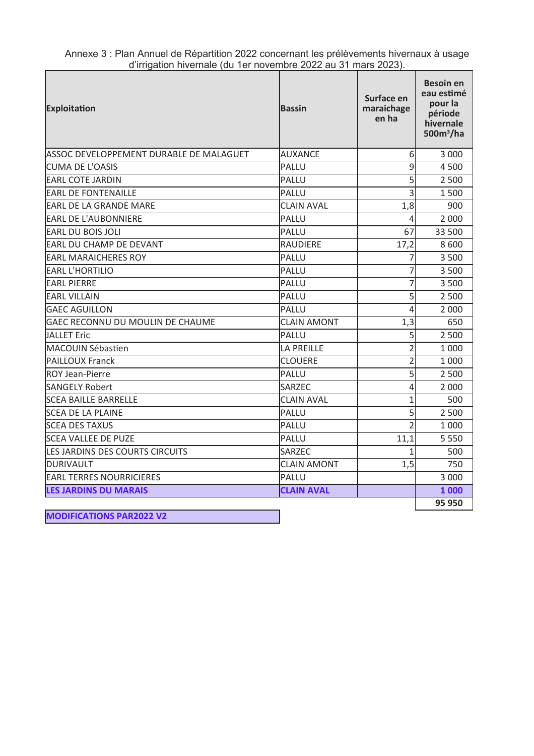Annexe 3 : Plan Annuel de Répartition 2022 concernant les prélèvements hivernaux à usage d'irrigation hivernale (du 1er novembre 2022 au 31 mars 2023).

| Exploitation | Bassin | Surface en maraichage en ha | Besoin en eau estimé pour la période hivernale 500m³/ha |
|---|---|---|---|
| ASSOC DEVELOPPEMENT DURABLE DE MALAGUET | AUXANCE | 6 | 3 000 |
| CUMA DE L'OASIS | PALLU | 9 | 4 500 |
| EARL COTE JARDIN | PALLU | 5 | 2 500 |
| EARL DE FONTENAILLE | PALLU | 3 | 1 500 |
| EARL DE LA GRANDE MARE | CLAIN AVAL | 1,8 | 900 |
| EARL DE L'AUBONNIERE | PALLU | 4 | 2 000 |
| EARL DU BOIS JOLI | PALLU | 67 | 33 500 |
| EARL DU CHAMP DE DEVANT | RAUDIERE | 17,2 | 8 600 |
| EARL MARAICHERES ROY | PALLU | 7 | 3 500 |
| EARL L'HORTILIO | PALLU | 7 | 3 500 |
| EARL PIERRE | PALLU | 7 | 3 500 |
| EARL VILLAIN | PALLU | 5 | 2 500 |
| GAEC AGUILLON | PALLU | 4 | 2 000 |
| GAEC RECONNU DU MOULIN DE CHAUME | CLAIN AMONT | 1,3 | 650 |
| JALLET Eric | PALLU | 5 | 2 500 |
| MACOUIN Sébastien | LA PREILLE | 2 | 1 000 |
| PAILLOUX Franck | CLOUERE | 2 | 1 000 |
| ROY Jean-Pierre | PALLU | 5 | 2 500 |
| SANGELY Robert | SARZEC | 4 | 2 000 |
| SCEA BAILLE BARRELLE | CLAIN AVAL | 1 | 500 |
| SCEA DE LA PLAINE | PALLU | 5 | 2 500 |
| SCEA DES TAXUS | PALLU | 2 | 1 000 |
| SCEA VALLEE DE PUZE | PALLU | 11,1 | 5 550 |
| LES JARDINS DES COURTS CIRCUITS | SARZEC | 1 | 500 |
| DURIVAULT | CLAIN AMONT | 1,5 | 750 |
| EARL TERRES NOURRICIERES | PALLU | | 3 000 |
| **LES JARDINS DU MARAIS** | **CLAIN AVAL** | | **1 000** |
| | | | **95 950** |

**MODIFICATIONS PAR2022 V2**